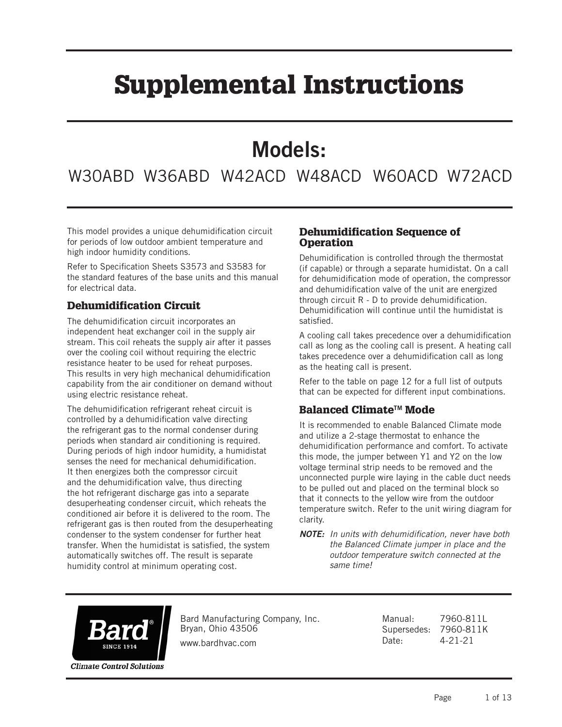# Supplemental Instructions

## Models:

W30ABD W36ABD W42ACD W48ACD W60ACD W72ACD

This model provides a unique dehumidification circuit for periods of low outdoor ambient temperature and high indoor humidity conditions.

Refer to Specification Sheets S3573 and S3583 for the standard features of the base units and this manual for electrical data.

### Dehumidification Circuit

The dehumidification circuit incorporates an independent heat exchanger coil in the supply air stream. This coil reheats the supply air after it passes over the cooling coil without requiring the electric resistance heater to be used for reheat purposes. This results in very high mechanical dehumidification capability from the air conditioner on demand without using electric resistance reheat.

The dehumidification refrigerant reheat circuit is controlled by a dehumidification valve directing the refrigerant gas to the normal condenser during periods when standard air conditioning is required. During periods of high indoor humidity, a humidistat senses the need for mechanical dehumidification. It then energizes both the compressor circuit and the dehumidification valve, thus directing the hot refrigerant discharge gas into a separate desuperheating condenser circuit, which reheats the conditioned air before it is delivered to the room. The refrigerant gas is then routed from the desuperheating condenser to the system condenser for further heat transfer. When the humidistat is satisfied, the system automatically switches off. The result is separate humidity control at minimum operating cost.

### Dehumidification Sequence of Operation

Dehumidification is controlled through the thermostat (if capable) or through a separate humidistat. On a call for dehumidification mode of operation, the compressor and dehumidification valve of the unit are energized through circuit R - D to provide dehumidification. Dehumidification will continue until the humidistat is satisfied.

A cooling call takes precedence over a dehumidification call as long as the cooling call is present. A heating call takes precedence over a dehumidification call as long as the heating call is present.

Refer to the table on page 12 for a full list of outputs that can be expected for different input combinations.

### Balanced Climate™ Mode

It is recommended to enable Balanced Climate mode and utilize a 2-stage thermostat to enhance the dehumidification performance and comfort. To activate this mode, the jumper between Y1 and Y2 on the low voltage terminal strip needs to be removed and the unconnected purple wire laying in the cable duct needs to be pulled out and placed on the terminal block so that it connects to the yellow wire from the outdoor temperature switch. Refer to the unit wiring diagram for clarity.

***NOTE:*** *In units with dehumidification, never have both the Balanced Climate jumper in place and the outdoor temperature switch connected at the same time!*

Bard Manufacturing Company, Inc.
Bryan, Ohio 43506
www.bardhvac.com

Manual: 7960-811L
Supersedes: 7960-811K
Date: 4-21-21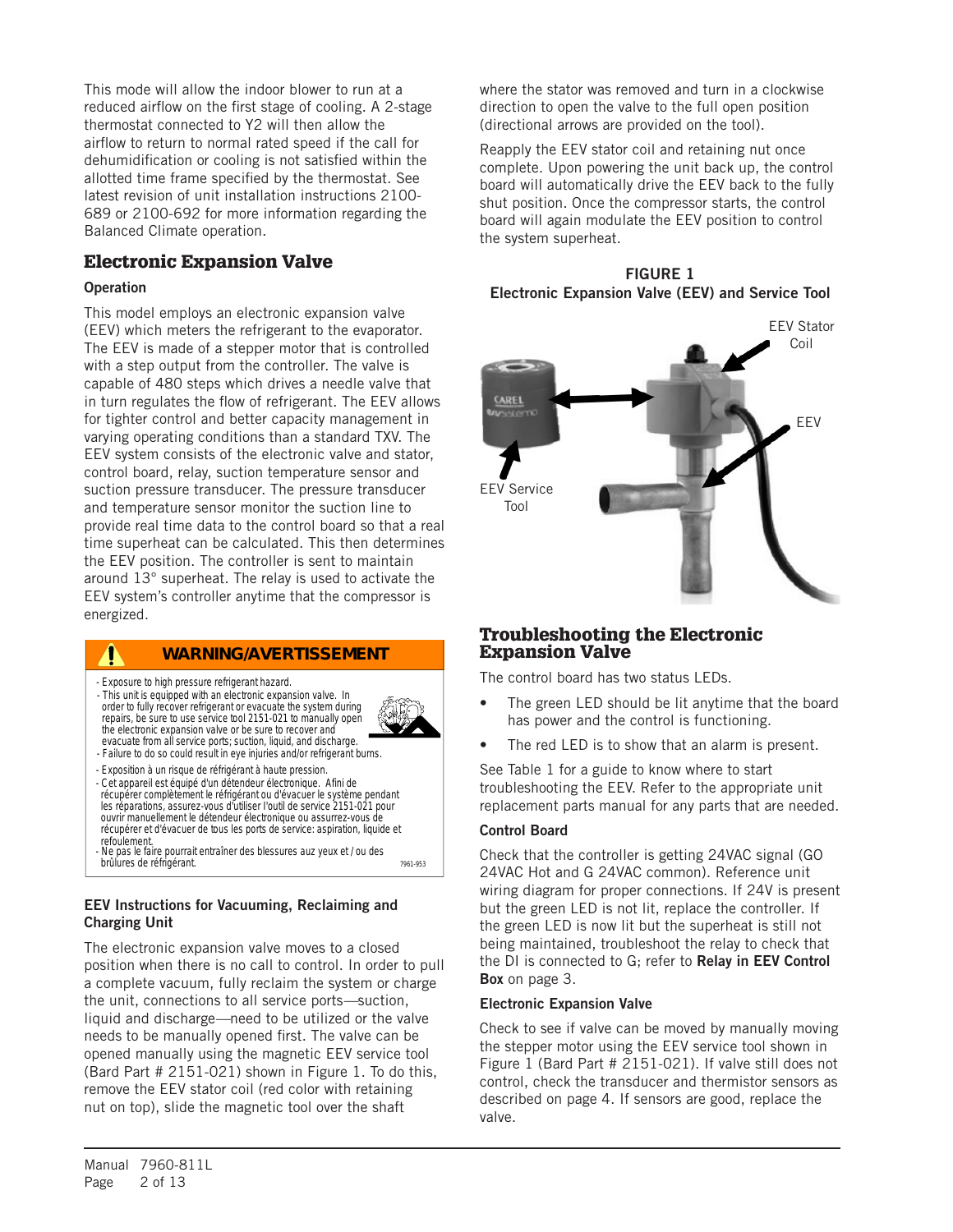This mode will allow the indoor blower to run at a reduced airflow on the first stage of cooling. A 2-stage thermostat connected to Y2 will then allow the airflow to return to normal rated speed if the call for dehumidification or cooling is not satisfied within the allotted time frame specified by the thermostat. See latest revision of unit installation instructions 2100-689 or 2100-692 for more information regarding the Balanced Climate operation.

## Electronic Expansion Valve

### Operation

This model employs an electronic expansion valve (EEV) which meters the refrigerant to the evaporator. The EEV is made of a stepper motor that is controlled with a step output from the controller. The valve is capable of 480 steps which drives a needle valve that in turn regulates the flow of refrigerant. The EEV allows for tighter control and better capacity management in varying operating conditions than a standard TXV. The EEV system consists of the electronic valve and stator, control board, relay, suction temperature sensor and suction pressure transducer. The pressure transducer and temperature sensor monitor the suction line to provide real time data to the control board so that a real time superheat can be calculated. This then determines the EEV position. The controller is sent to maintain around 13° superheat. The relay is used to activate the EEV system's controller anytime that the compressor is energized.

**WARNING/AVERTISSEMENT**

- Exposure to high pressure refrigerant hazard.
- This unit is equipped with an electronic expansion valve. In order to fully recover refrigerant or evacuate the system during repairs, be sure to use service tool 2151-021 to manually open the electronic expansion valve or be sure to recover and evacuate from all service ports; suction, liquid, and discharge.
- Failure to do so could result in eye injuries and/or refrigerant burns.

- Exposition à un risque de réfrigérant à haute pression.
- Cet appareil est équipé d'un détendeur électronique. Afin de récupérer complètement le réfrigérant ou d'évacuer le système pendant les réparations, assurez-vous d'utiliser l'outil de service 2151-021 pour ouvrir manuellement le détendeur électronique ou assurrez-vous de récupérer et d'évacuer de tous les ports de service: aspiration, liquide et refoulement.
- Ne pas le faire pourrait entraîner des blessures auz yeux et / ou des brûlures de réfrigérant.

7961-953

### EEV Instructions for Vacuuming, Reclaiming and Charging Unit

The electronic expansion valve moves to a closed position when there is no call to control. In order to pull a complete vacuum, fully reclaim the system or charge the unit, connections to all service ports—suction, liquid and discharge—need to be utilized or the valve needs to be manually opened first. The valve can be opened manually using the magnetic EEV service tool (Bard Part # 2151-021) shown in Figure 1. To do this, remove the EEV stator coil (red color with retaining nut on top), slide the magnetic tool over the shaft where the stator was removed and turn in a clockwise direction to open the valve to the full open position (directional arrows are provided on the tool).

Reapply the EEV stator coil and retaining nut once complete. Upon powering the unit back up, the control board will automatically drive the EEV back to the fully shut position. Once the compressor starts, the control board will again modulate the EEV position to control the system superheat.

**FIGURE 1**
**Electronic Expansion Valve (EEV) and Service Tool**

EEV Stator Coil

EEV

EEV Service Tool

## Troubleshooting the Electronic Expansion Valve

The control board has two status LEDs.

- The green LED should be lit anytime that the board has power and the control is functioning.
- The red LED is to show that an alarm is present.

See Table 1 for a guide to know where to start troubleshooting the EEV. Refer to the appropriate unit replacement parts manual for any parts that are needed.

### Control Board

Check that the controller is getting 24VAC signal (GO 24VAC Hot and G 24VAC common). Reference unit wiring diagram for proper connections. If 24V is present but the green LED is not lit, replace the controller. If the green LED is now lit but the superheat is still not being maintained, troubleshoot the relay to check that the DI is connected to G; refer to **Relay in EEV Control Box** on page 3.

### Electronic Expansion Valve

Check to see if valve can be moved by manually moving the stepper motor using the EEV service tool shown in Figure 1 (Bard Part # 2151-021). If valve still does not control, check the transducer and thermistor sensors as described on page 4. If sensors are good, replace the valve.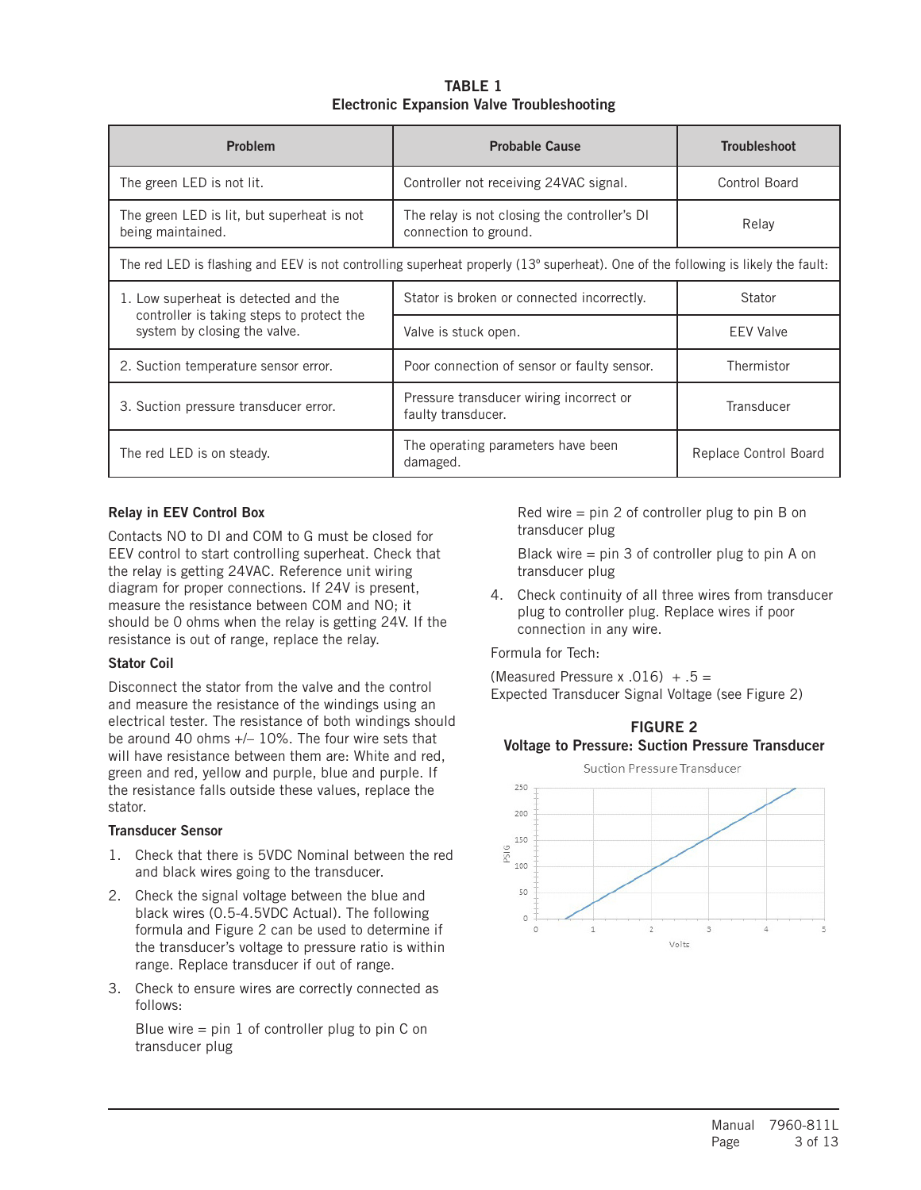**TABLE 1**
**Electronic Expansion Valve Troubleshooting**

| Problem | Probable Cause | Troubleshoot |
|---|---|---|
| The green LED is not lit. | Controller not receiving 24VAC signal. | Control Board |
| The green LED is lit, but superheat is not being maintained. | The relay is not closing the controller's DI connection to ground. | Relay |
| The red LED is flashing and EEV is not controlling superheat properly (13° superheat). One of the following is likely the fault: | | |
| 1. Low superheat is detected and the controller is taking steps to protect the system by closing the valve. | Stator is broken or connected incorrectly. | Stator |
| | Valve is stuck open. | EEV Valve |
| 2. Suction temperature sensor error. | Poor connection of sensor or faulty sensor. | Thermistor |
| 3. Suction pressure transducer error. | Pressure transducer wiring incorrect or faulty transducer. | Transducer |
| The red LED is on steady. | The operating parameters have been damaged. | Replace Control Board |

### Relay in EEV Control Box

Contacts NO to DI and COM to G must be closed for EEV control to start controlling superheat. Check that the relay is getting 24VAC. Reference unit wiring diagram for proper connections. If 24V is present, measure the resistance between COM and NO; it should be 0 ohms when the relay is getting 24V. If the resistance is out of range, replace the relay.

### Stator Coil

Disconnect the stator from the valve and the control and measure the resistance of the windings using an electrical tester. The resistance of both windings should be around 40 ohms +/– 10%. The four wire sets that will have resistance between them are: White and red, green and red, yellow and purple, blue and purple. If the resistance falls outside these values, replace the stator.

### Transducer Sensor

1. Check that there is 5VDC Nominal between the red and black wires going to the transducer.
2. Check the signal voltage between the blue and black wires (0.5-4.5VDC Actual). The following formula and Figure 2 can be used to determine if the transducer's voltage to pressure ratio is within range. Replace transducer if out of range.
3. Check to ensure wires are correctly connected as follows:

   Blue wire = pin 1 of controller plug to pin C on transducer plug

   Red wire = pin 2 of controller plug to pin B on transducer plug

   Black wire = pin 3 of controller plug to pin A on transducer plug
4. Check continuity of all three wires from transducer plug to controller plug. Replace wires if poor connection in any wire.

Formula for Tech:

(Measured Pressure x .016) + .5 =
Expected Transducer Signal Voltage (see Figure 2)

**FIGURE 2**
**Voltage to Pressure: Suction Pressure Transducer**

Suction Pressure Transducer

PSIG: 0, 50, 100, 150, 200, 250
Volts: 0, 1, 2, 3, 4, 5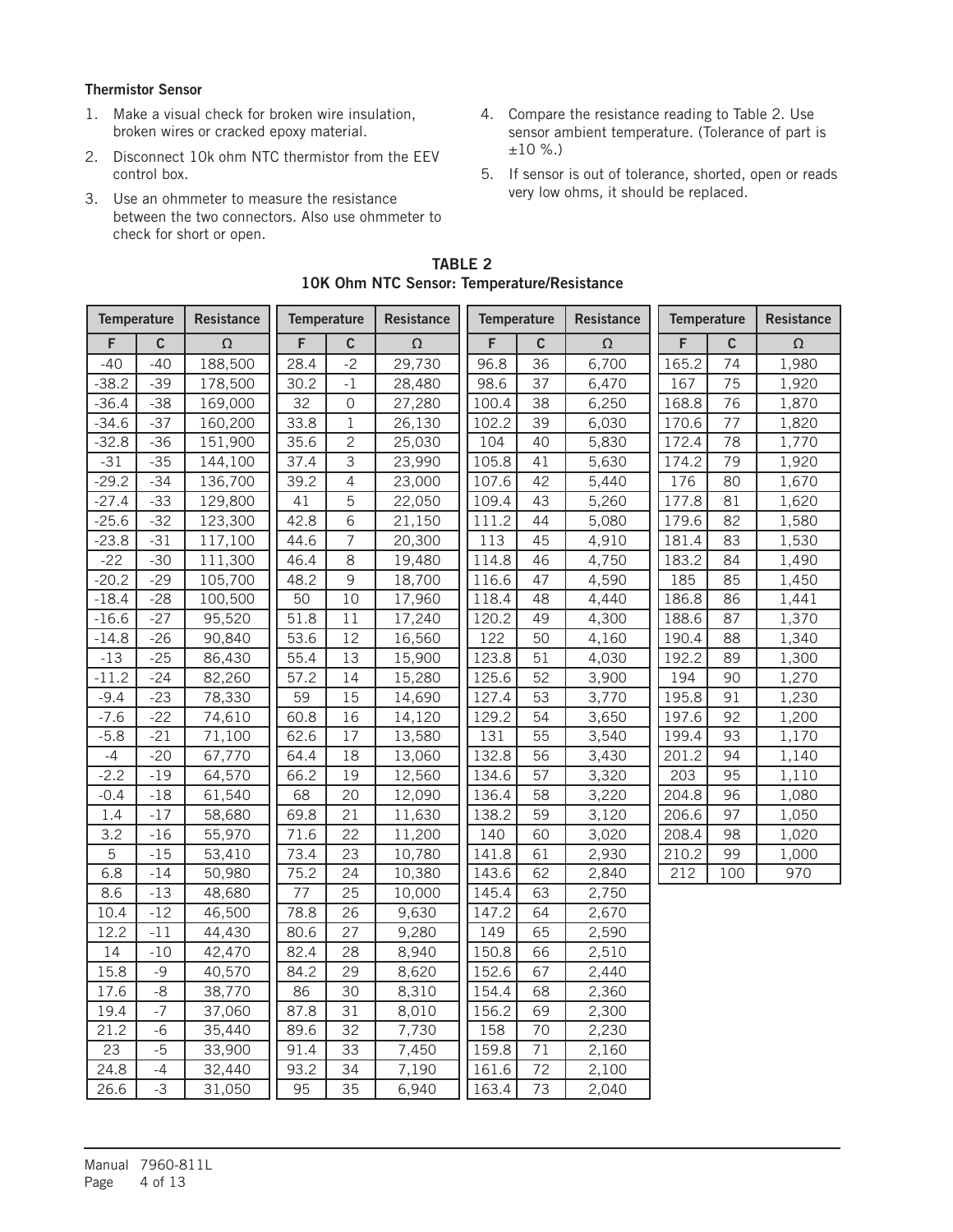### Thermistor Sensor

1. Make a visual check for broken wire insulation, broken wires or cracked epoxy material.
2. Disconnect 10k ohm NTC thermistor from the EEV control box.
3. Use an ohmmeter to measure the resistance between the two connectors. Also use ohmmeter to check for short or open.
4. Compare the resistance reading to Table 2. Use sensor ambient temperature. (Tolerance of part is ±10 %.)
5. If sensor is out of tolerance, shorted, open or reads very low ohms, it should be replaced.

**TABLE 2**
**10K Ohm NTC Sensor: Temperature/Resistance**

| Temperature | | Resistance | Temperature | | Resistance | Temperature | | Resistance | Temperature | | Resistance |
|---|---|---|---|---|---|---|---|---|---|---|---|
| F | C | Ω | F | C | Ω | F | C | Ω | F | C | Ω |
| -40 | -40 | 188,500 | 28.4 | -2 | 29,730 | 96.8 | 36 | 6,700 | 165.2 | 74 | 1,980 |
| -38.2 | -39 | 178,500 | 30.2 | -1 | 28,480 | 98.6 | 37 | 6,470 | 167 | 75 | 1,920 |
| -36.4 | -38 | 169,000 | 32 | 0 | 27,280 | 100.4 | 38 | 6,250 | 168.8 | 76 | 1,870 |
| -34.6 | -37 | 160,200 | 33.8 | 1 | 26,130 | 102.2 | 39 | 6,030 | 170.6 | 77 | 1,820 |
| -32.8 | -36 | 151,900 | 35.6 | 2 | 25,030 | 104 | 40 | 5,830 | 172.4 | 78 | 1,770 |
| -31 | -35 | 144,100 | 37.4 | 3 | 23,990 | 105.8 | 41 | 5,630 | 174.2 | 79 | 1,920 |
| -29.2 | -34 | 136,700 | 39.2 | 4 | 23,000 | 107.6 | 42 | 5,440 | 176 | 80 | 1,670 |
| -27.4 | -33 | 129,800 | 41 | 5 | 22,050 | 109.4 | 43 | 5,260 | 177.8 | 81 | 1,620 |
| -25.6 | -32 | 123,300 | 42.8 | 6 | 21,150 | 111.2 | 44 | 5,080 | 179.6 | 82 | 1,580 |
| -23.8 | -31 | 117,100 | 44.6 | 7 | 20,300 | 113 | 45 | 4,910 | 181.4 | 83 | 1,530 |
| -22 | -30 | 111,300 | 46.4 | 8 | 19,480 | 114.8 | 46 | 4,750 | 183.2 | 84 | 1,490 |
| -20.2 | -29 | 105,700 | 48.2 | 9 | 18,700 | 116.6 | 47 | 4,590 | 185 | 85 | 1,450 |
| -18.4 | -28 | 100,500 | 50 | 10 | 17,960 | 118.4 | 48 | 4,440 | 186.8 | 86 | 1,441 |
| -16.6 | -27 | 95,520 | 51.8 | 11 | 17,240 | 120.2 | 49 | 4,300 | 188.6 | 87 | 1,370 |
| -14.8 | -26 | 90,840 | 53.6 | 12 | 16,560 | 122 | 50 | 4,160 | 190.4 | 88 | 1,340 |
| -13 | -25 | 86,430 | 55.4 | 13 | 15,900 | 123.8 | 51 | 4,030 | 192.2 | 89 | 1,300 |
| -11.2 | -24 | 82,260 | 57.2 | 14 | 15,280 | 125.6 | 52 | 3,900 | 194 | 90 | 1,270 |
| -9.4 | -23 | 78,330 | 59 | 15 | 14,690 | 127.4 | 53 | 3,770 | 195.8 | 91 | 1,230 |
| -7.6 | -22 | 74,610 | 60.8 | 16 | 14,120 | 129.2 | 54 | 3,650 | 197.6 | 92 | 1,200 |
| -5.8 | -21 | 71,100 | 62.6 | 17 | 13,580 | 131 | 55 | 3,540 | 199.4 | 93 | 1,170 |
| -4 | -20 | 67,770 | 64.4 | 18 | 13,060 | 132.8 | 56 | 3,430 | 201.2 | 94 | 1,140 |
| -2.2 | -19 | 64,570 | 66.2 | 19 | 12,560 | 134.6 | 57 | 3,320 | 203 | 95 | 1,110 |
| -0.4 | -18 | 61,540 | 68 | 20 | 12,090 | 136.4 | 58 | 3,220 | 204.8 | 96 | 1,080 |
| 1.4 | -17 | 58,680 | 69.8 | 21 | 11,630 | 138.2 | 59 | 3,120 | 206.6 | 97 | 1,050 |
| 3.2 | -16 | 55,970 | 71.6 | 22 | 11,200 | 140 | 60 | 3,020 | 208.4 | 98 | 1,020 |
| 5 | -15 | 53,410 | 73.4 | 23 | 10,780 | 141.8 | 61 | 2,930 | 210.2 | 99 | 1,000 |
| 6.8 | -14 | 50,980 | 75.2 | 24 | 10,380 | 143.6 | 62 | 2,840 | 212 | 100 | 970 |
| 8.6 | -13 | 48,680 | 77 | 25 | 10,000 | 145.4 | 63 | 2,750 | | | |
| 10.4 | -12 | 46,500 | 78.8 | 26 | 9,630 | 147.2 | 64 | 2,670 | | | |
| 12.2 | -11 | 44,430 | 80.6 | 27 | 9,280 | 149 | 65 | 2,590 | | | |
| 14 | -10 | 42,470 | 82.4 | 28 | 8,940 | 150.8 | 66 | 2,510 | | | |
| 15.8 | -9 | 40,570 | 84.2 | 29 | 8,620 | 152.6 | 67 | 2,440 | | | |
| 17.6 | -8 | 38,770 | 86 | 30 | 8,310 | 154.4 | 68 | 2,360 | | | |
| 19.4 | -7 | 37,060 | 87.8 | 31 | 8,010 | 156.2 | 69 | 2,300 | | | |
| 21.2 | -6 | 35,440 | 89.6 | 32 | 7,730 | 158 | 70 | 2,230 | | | |
| 23 | -5 | 33,900 | 91.4 | 33 | 7,450 | 159.8 | 71 | 2,160 | | | |
| 24.8 | -4 | 32,440 | 93.2 | 34 | 7,190 | 161.6 | 72 | 2,100 | | | |
| 26.6 | -3 | 31,050 | 95 | 35 | 6,940 | 163.4 | 73 | 2,040 | | | |

Manual 7960-811L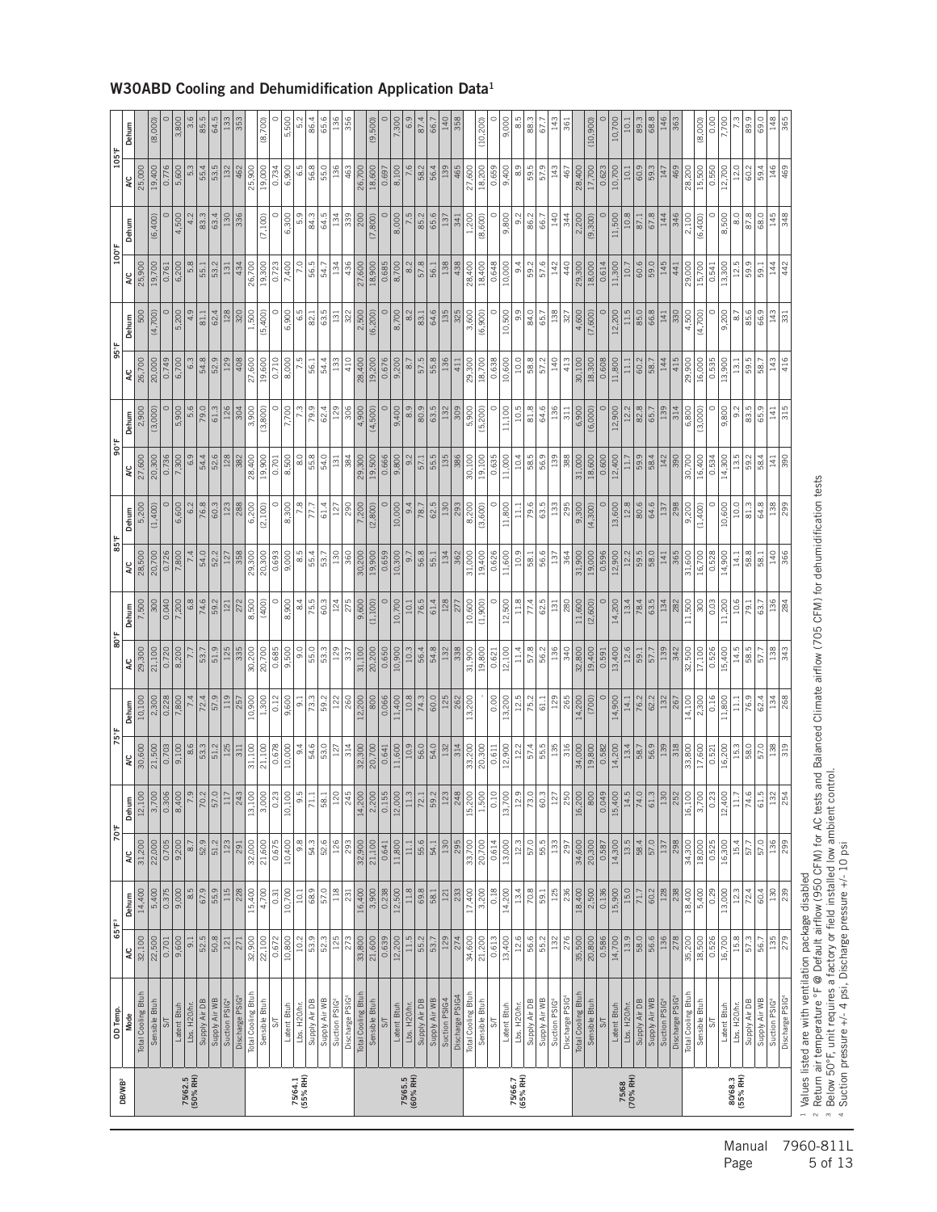## W30ABD Cooling and Dehumidification Application Data[1]

| DB/WB[2] | OD Temp. | 65°F[3] | | 70°F | | 75°F | | 80°F | | 85°F | | 90°F | | 95°F | | 100°F | | 105°F | |
|---|---|---|---|---|---|---|---|---|---|---|---|---|---|---|---|---|---|---|---|
| | Mode | A/C | Dehum | A/C | Dehum | A/C | Dehum | A/C | Dehum | A/C | Dehum | A/C | Dehum | A/C | Dehum | A/C | Dehum | A/C | Dehum |
| 75/62.5 (50% RH) | Total Cooling Btuh | 32,100 | 14,400 | 31,200 | 12,100 | 30,600 | 10,100 | 29,300 | 7,500 | 28,500 | 5,200 | 27,600 | 2,900 | 26,700 | 500 | 25,900 | | 25,000 | |
| | Sensible Btuh | 22,500 | 5,400 | 22,000 | 3,700 | 21,500 | 2,300 | 21,100 | 300 | 20,700 | (1,400) | 20,300 | (3,000) | 20,000 | (4,700) | 19,700 | (6,400) | 19,400 | (8,000) |
| | S/T | 0.701 | 0.375 | 0.705 | 0.306 | 0.703 | 0.228 | 0.720 | 0.040 | 0.726 | 0 | 0.736 | 0 | 0.749 | 0 | 0.761 | 0 | 0.776 | 0 |
| | Latent Btuh | 9,600 | 9,000 | 9,200 | 8,400 | 9,100 | 7,800 | 8,200 | 7,200 | 7,800 | 6,600 | 7,300 | 5,900 | 6,700 | 5,200 | 6,200 | 4,500 | 5,600 | 3,800 |
| | Lbs. $H_2O$/hr. | 9.1 | 8.5 | 8.7 | 7.9 | 8.6 | 7.4 | 7.7 | 6.8 | 7.4 | 6.2 | 6.9 | 5.6 | 6.3 | 4.9 | 5.8 | 4.2 | 5.3 | 3.6 |
| | Supply Air DB | 52.5 | 67.9 | 52.9 | 70.2 | 53.3 | 72.4 | 53.7 | 74.6 | 54.0 | 76.8 | 54.4 | 79.0 | 54.8 | 81.1 | 55.1 | 83.3 | 55.4 | 85.5 |
| | Supply Air WB | 50.8 | 55.9 | 51.2 | 57.0 | 51.2 | 57.9 | 51.9 | 59.2 | 52.2 | 60.3 | 52.6 | 61.3 | 52.9 | 62.4 | 53.2 | 63.4 | 53.5 | 64.5 |
| | Suction PSIG[4] | 121 | 115 | 123 | 117 | 125 | 119 | 125 | 121 | 127 | 123 | 128 | 126 | 129 | 128 | 131 | 130 | 132 | 133 |
| | Discharge PSIG[4] | 271 | 228 | 291 | 243 | 311 | 257 | 335 | 272 | 358 | 288 | 382 | 304 | 408 | 320 | 434 | 336 | 462 | 353 |
| 75/64.1 (55% RH) | Total Cooling Btuh | 32,900 | 15,400 | 32,000 | 13,100 | 31,100 | 10,900 | 30,200 | 8,500 | 29,300 | 6,200 | 28,400 | 3,900 | 27,600 | 1,500 | 26,700 | | 25,900 | |
| | Sensible Btuh | 22,100 | 4,700 | 21,600 | 3,000 | 21,100 | 1,300 | 20,700 | (400) | 20,300 | (2,100) | 19,900 | (3,800) | 19,600 | (5,400) | 19,300 | (7,100) | 19,000 | (8,700) |
| | S/T | 0.672 | 0.31 | 0.675 | 0.23 | 0.678 | 0.12 | 0.685 | 0 | 0.693 | 0 | 0.701 | 0 | 0.710 | 0 | 0.723 | 0 | 0.734 | 0 |
| | Latent Btuh | 10,800 | 10,700 | 10,400 | 10,100 | 10,000 | 9,600 | 9,500 | 8,900 | 9,000 | 8,300 | 8,500 | 7,700 | 8,000 | 6,900 | 7,400 | 6,300 | 6,900 | 5,500 |
| | Lbs. $H_2O$/hr. | 10.2 | 10.1 | 9.8 | 9.5 | 9.4 | 9.1 | 9.0 | 8.4 | 8.5 | 7.8 | 8.0 | 7.3 | 7.5 | 6.5 | 7.0 | 5.9 | 6.5 | 5.2 |
| | Supply Air DB | 53.9 | 68.9 | 54.3 | 71.1 | 54.6 | 73.3 | 55.0 | 75.5 | 55.4 | 77.7 | 55.8 | 79.9 | 56.1 | 82.1 | 56.5 | 84.3 | 56.8 | 86.4 |
| | Supply Air WB | 52.3 | 57.0 | 52.6 | 58.1 | 53.0 | 59.2 | 53.3 | 60.3 | 53.7 | 61.4 | 54.0 | 62.4 | 54.4 | 63.5 | 54.7 | 64.5 | 55.0 | 65.6 |
| | Suction PSIG[4] | 125 | 118 | 126 | 120 | 127 | 122 | 129 | 124 | 130 | 127 | 131 | 129 | 133 | 131 | 134 | 134 | 136 | 136 |
| | Discharge PSIG[4] | 273 | 231 | 293 | 245 | 314 | 260 | 337 | 275 | 360 | 290 | 384 | 306 | 410 | 322 | 436 | 339 | 463 | 356 |
| 75/65.5 (60% RH) | Total Cooling Btuh | 33,800 | 16,400 | 32,900 | 14,200 | 32,300 | 12,200 | 31,100 | 9,600 | 30,200 | 7,200 | 29,300 | 4,900 | 28,400 | 2,500 | 27,600 | 200 | 26,700 | |
| | Sensible Btuh | 21,600 | 3,900 | 21,100 | 2,200 | 20,700 | 800 | 20,200 | (1,100) | 19,900 | (2,800) | 19,500 | (4,500) | 19,200 | (6,200) | 18,900 | (7,800) | 18,600 | (9,500) |
| | S/T | 0.639 | 0.238 | 0.641 | 0.155 | 0.641 | 0.066 | 0.650 | 0 | 0.659 | 0 | 0.666 | 0 | 0.676 | 0 | 0.685 | 0 | 0.697 | 0 |
| | Latent Btuh | 12,200 | 12,500 | 11,800 | 12,000 | 11,600 | 11,400 | 10,900 | 10,700 | 10,300 | 10,000 | 9,800 | 9,400 | 9,200 | 8,700 | 8,700 | 8,000 | 8,100 | 7,300 |
| | Lbs. $H_2O$/hr. | 11.5 | 11.8 | 11.1 | 11.3 | 10.9 | 10.8 | 10.3 | 10.1 | 9.7 | 9.4 | 9.2 | 8.9 | 8.7 | 8.2 | 8.2 | 7.5 | 7.6 | 6.9 |
| | Supply Air DB | 55.2 | 69.8 | 55.6 | 72.1 | 56.0 | 74.3 | 56.4 | 76.5 | 56.8 | 78.7 | 57.1 | 80.9 | 57.5 | 83.1 | 57.8 | 85.2 | 58.2 | 87.4 |
| | Supply Air WB | 53.7 | 58.1 | 54.1 | 59.2 | 54.0 | 60.0 | 54.8 | 61.4 | 55.1 | 62.5 | 55.5 | 63.5 | 55.8 | 64.6 | 56.1 | 65.6 | 56.4 | 66.7 |
| | Suction PSIG4 | 129 | 121 | 130 | 123 | 132 | 125 | 132 | 128 | 134 | 130 | 135 | 132 | 136 | 135 | 138 | 137 | 139 | 140 |
| | Discharge PSIG4 | 274 | 233 | 295 | 248 | 314 | 262 | 338 | 277 | 362 | 293 | 386 | 309 | 411 | 325 | 438 | 341 | 465 | 358 |
| 75/66.7 (65% RH) | Total Cooling Btuh | 34,600 | 17,400 | 33,700 | 15,200 | 33,200 | 13,200 | 31,900 | 10,600 | 31,000 | 8,200 | 30,100 | 5,900 | 29,300 | 3,600 | 28,400 | 1,200 | 27,600 | |
| | Sensible Btuh | 21,200 | 3,200 | 20,700 | 1,500 | 20,300 | - | 19,800 | (1,900) | 19,400 | (3,600) | 19,100 | (5,200) | 18,700 | (6,900) | 18,400 | (8,600) | 18,200 | (10,200) |
| | S/T | 0.613 | 0.18 | 0.614 | 0.10 | 0.611 | 0.00 | 0.621 | 0 | 0.626 | 0 | 0.635 | 0 | 0.638 | 0 | 0.648 | 0 | 0.659 | 0 |
| | Latent Btuh | 13,400 | 14,200 | 13,000 | 13,700 | 12,900 | 13,200 | 12,100 | 12,500 | 11,600 | 11,800 | 11,000 | 11,100 | 10,600 | 10,500 | 10,000 | 9,800 | 9,400 | 9,000 |
| | Lbs. $H_2O$/hr. | 12.6 | 13.4 | 12.3 | 12.9 | 12.2 | 12.5 | 11.4 | 11.8 | 10.9 | 11.1 | 10.4 | 10.5 | 10.0 | 9.9 | 9.4 | 9.2 | 8.9 | 8.5 |
| | Supply Air DB | 56.6 | 70.8 | 57.0 | 73.0 | 57.4 | 75.2 | 57.8 | 77.4 | 58.1 | 79.6 | 58.5 | 81.8 | 58.8 | 84.0 | 59.2 | 86.2 | 59.5 | 88.3 |
| | Supply Air WB | 55.2 | 59.1 | 55.5 | 60.3 | 55.5 | 61.1 | 56.2 | 62.5 | 56.6 | 63.5 | 56.9 | 64.6 | 57.2 | 65.7 | 57.6 | 66.7 | 57.9 | 67.7 |
| | Suction PSIG[4] | 132 | 125 | 133 | 127 | 135 | 129 | 136 | 131 | 137 | 133 | 139 | 136 | 140 | 138 | 142 | 140 | 143 | 143 |
| | Discharge PSIG[4] | 276 | 236 | 297 | 250 | 316 | 265 | 340 | 280 | 364 | 295 | 388 | 311 | 413 | 327 | 440 | 344 | 467 | 361 |
| 75/68 (70% RH) | Total Cooling Btuh | 35,500 | 18,400 | 34,600 | 16,200 | 34,000 | 14,200 | 32,800 | 11,600 | 31,900 | 9,300 | 31,000 | 6,900 | 30,100 | 4,600 | 29,300 | 2,200 | 28,400 | |
| | Sensible Btuh | 20,800 | 2,500 | 20,300 | 800 | 19,800 | (700) | 19,400 | (2,600) | 19,000 | (4,300) | 18,600 | (6,000) | 18,300 | (7,600) | 18,000 | (9,300) | 17,700 | (10,900) |
| | S/T | 0.586 | 0.136 | 0.587 | 0.049 | 0.582 | 0 | 0.591 | 0 | 0.596 | 0 | 0.600 | 0 | 0.608 | 0 | 0.614 | 0 | 0.623 | 0 |
| | Latent Btuh | 14,700 | 15,900 | 14,300 | 15,400 | 14,200 | 14,900 | 13,400 | 14,200 | 12,900 | 13,600 | 12,400 | 12,900 | 11,800 | 12,200 | 11,300 | 11,500 | 10,700 | 10,700 |
| | Lbs. $H_2O$/hr. | 13.9 | 15.0 | 13.5 | 14.5 | 13.4 | 14.1 | 12.6 | 13.4 | 12.2 | 12.8 | 11.7 | 12.2 | 11.1 | 11.5 | 10.7 | 10.8 | 10.1 | 10.1 |
| | Supply Air DB | 58.0 | 71.7 | 58.4 | 74.0 | 58.7 | 76.2 | 59.1 | 78.4 | 59.5 | 80.6 | 59.9 | 82.8 | 60.2 | 85.0 | 60.6 | 87.1 | 60.9 | 89.3 |
| | Supply Air WB | 56.6 | 60.2 | 57.0 | 61.3 | 56.9 | 62.2 | 57.7 | 63.5 | 58.0 | 64.6 | 58.4 | 65.7 | 58.7 | 66.8 | 59.0 | 67.8 | 59.3 | 68.8 |
| | Suction PSIG[4] | 136 | 128 | 137 | 130 | 139 | 132 | 139 | 134 | 141 | 137 | 142 | 139 | 144 | 141 | 145 | 144 | 147 | 146 |
| | Discharge PSIG[4] | 278 | 238 | 298 | 252 | 318 | 267 | 342 | 282 | 365 | 298 | 390 | 314 | 415 | 330 | 441 | 346 | 469 | 363 |
| 80/68.3 (55% RH) | Total Cooling Btuh | 35,200 | 18,400 | 34,300 | 16,100 | 33,800 | 14,100 | 32,500 | 11,500 | 31,600 | 9,200 | 30,700 | 6,800 | 29,900 | 4,500 | 29,000 | 2,100 | 28,200 | |
| | Sensible Btuh | 18,500 | 5,400 | 18,000 | 3,700 | 17,600 | 2,300 | 17,100 | 300 | 16,700 | (1,400) | 16,400 | (3,000) | 16,000 | (4,700) | 15,700 | (6,400) | 15,500 | (8,000) |
| | S/T | 0.526 | 0.29 | 0.525 | 0.23 | 0.521 | 0.16 | 0.526 | 0.03 | 0.528 | 0 | 0.534 | 0 | 0.535 | 0 | 0.541 | 0 | 0.550 | 0.00 |
| | Latent Btuh | 16,700 | 13,000 | 16,300 | 12,400 | 16,200 | 11,800 | 15,400 | 11,200 | 14,900 | 10,600 | 14,300 | 9,800 | 13,900 | 9,200 | 13,300 | 8,500 | 12,700 | 7,700 |
| | Lbs. $H_2O$/hr. | 15.8 | 12.3 | 15.4 | 11.7 | 15.3 | 11.1 | 14.5 | 10.6 | 14.1 | 10.0 | 13.5 | 9.2 | 13.1 | 8.7 | 12.5 | 8.0 | 12.0 | 7.3 |
| | Supply Air DB | 57.3 | 72.4 | 57.7 | 74.6 | 58.0 | 76.9 | 58.5 | 79.1 | 58.8 | 81.3 | 59.2 | 83.5 | 59.5 | 85.6 | 59.9 | 87.8 | 60.2 | 89.9 |
| | Supply Air WB | 56.7 | 60.4 | 57.0 | 61.5 | 57.0 | 62.4 | 57.7 | 63.7 | 58.1 | 64.8 | 58.4 | 65.9 | 58.7 | 66.9 | 59.1 | 68.0 | 59.4 | 69.0 |
| | Suction PSIG[4] | 135 | 130 | 136 | 132 | 138 | 134 | 138 | 136 | 140 | 138 | 141 | 141 | 143 | 143 | 144 | 145 | 146 | 148 |
| | Discharge PSIG[4] | 279 | 239 | 299 | 254 | 319 | 268 | 343 | 284 | 366 | 299 | 390 | 315 | 416 | 331 | 442 | 348 | 469 | 365 |

[1] Values listed are with ventilation package disabled

[2] Return air temperature °F @ Default airflow (950 CFM) for AC tests and Balanced Climate airflow (705 CFM) for dehumidification tests

[3] Below 50°F, unit requires a factory or field installed low ambient control.

[4] Suction pressure +/- 4 psi, Discharge pressure +/- 10 psi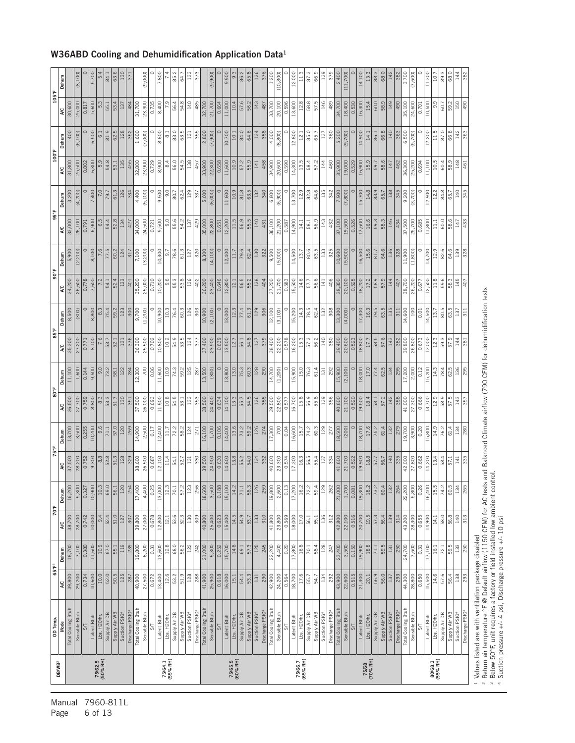## W36ABD Cooling and Dehumidification Application Data[1]

| DB/WB[2] | OD Temp. | 65°F[3] | | 70°F | | 75°F | | 80°F | | 85°F | | 90°F | | 95°F | | 100°F | | 105°F | |
|---|---|---|---|---|---|---|---|---|---|---|---|---|---|---|---|---|---|---|---|
| | Mode | A/C | Dehum | A/C | Dehum | A/C | Dehum | A/C | Dehum | A/C | Dehum | A/C | Dehum | A/C | Dehum | A/C | Dehum | A/C | Dehum |
| 75/62.5 (50% RH) | Total Cooling Btuh | 39,800 | 18,700 | 38,700 | 16,200 | 37,500 | 13,700 | 36,500 | 11,100 | 35,300 | 8,500 | 34,200 | 5,900 | 33,000 | 3,200 | 31,800 | 400 | 30,600 | |
| | Sensible Btuh | 29,200 | 7,100 | 28,700 | 5,300 | 28,200 | 3,500 | 27,700 | 1,600 | 27,200 | (300) | 26,600 | (2,200) | 26,100 | (4,200) | 25,500 | (6,100) | 25,000 | (8,100) |
| | S/T | 0.734 | 0.380 | 0.742 | 0.327 | 0.752 | 0.255 | 0.759 | 0.144 | 0.771 | 0 | 0.778 | 0 | 0.791 | 0 | 0.802 | 0 | 0.817 | 0 |
| | Latent Btuh | 10,600 | 11,600 | 10,000 | 10,900 | 9,300 | 10,200 | 8,800 | 9,500 | 8,100 | 8,800 | 7,600 | 8,100 | 6,900 | 7,400 | 6,300 | 6,500 | 5,600 | 5,700 |
| | Lbs. H2O/hr. | 10.0 | 10.9 | 9.4 | 10.3 | 8.8 | 9.6 | 8.3 | 9.0 | 7.6 | 8.3 | 7.2 | 7.6 | 6.5 | 7.0 | 5.9 | 6.1 | 5.3 | 5.4 |
| | Supply Air DB | 52.0 | 67.0 | 52.4 | 69.0 | 52.8 | 71.1 | 53.3 | 73.2 | 53.7 | 75.4 | 54.1 | 77.5 | 54.4 | 79.7 | 54.8 | 81.9 | 55.1 | 84.1 |
| | Supply Air WB | 50.5 | 55.1 | 51.0 | 56.1 | 51.3 | 57.0 | 51.7 | 58.1 | 52.1 | 59.2 | 52.4 | 60.2 | 52.8 | 61.3 | 53.1 | 62.5 | 53.4 | 63.6 |
| | Suction PSIG[4] | 125 | 119 | 127 | 120 | 128 | 120 | 130 | 122 | 131 | 123 | 133 | 124 | 134 | 126 | 135 | 128 | 137 | 130 |
| | Discharge PSIG[4] | 287 | 239 | 307 | 254 | 329 | 269 | 351 | 284 | 376 | 300 | 401 | 317 | 427 | 334 | 455 | 352 | 484 | 371 |
| 75/64.1 (55% RH) | Total Cooling Btuh | 40,900 | 19,800 | 39,800 | 17,400 | 38,600 | 14,900 | 37,500 | 12,300 | 36,300 | 9,700 | 35,200 | 7,100 | 34,000 | 4,400 | 32,800 | 1,600 | 31,700 | |
| | Sensible Btuh | 27,500 | 6,200 | 27,000 | 4,400 | 26,500 | 2,500 | 26,000 | 700 | 25,500 | (1,200) | 25,000 | (3,200) | 24,500 | (5,100) | 23,900 | (7,000) | 23,300 | (9,000) |
| | S/T | 0.672 | 0.31 | 0.678 | 0.25 | 0.687 | 0.17 | 0.693 | 0.06 | 0.702 | 0 | 0.710 | 0 | 0.721 | 0 | 0.729 | 0 | 0.735 | 0 |
| | Latent Btuh | 13,400 | 13,600 | 12,800 | 13,000 | 12,100 | 12,400 | 11,500 | 11,600 | 10,800 | 10,900 | 10,200 | 10,300 | 9,500 | 9,500 | 8,900 | 8,600 | 8,400 | 7,800 |
| | Lbs. H2O/hr. | 12.6 | 12.8 | 12.1 | 12.3 | 11.4 | 11.7 | 10.8 | 10.9 | 10.2 | 10.3 | 9.6 | 9.7 | 9.0 | 9.0 | 8.4 | 8.1 | 7.9 | 7.4 |
| | Supply Air DB | 53.2 | 68.0 | 53.6 | 70.1 | 54.1 | 72.2 | 54.5 | 74.3 | 54.9 | 76.4 | 55.3 | 78.6 | 55.6 | 80.7 | 56.0 | 83.0 | 56.4 | 85.2 |
| | Supply Air WB | 51.9 | 56.2 | 52.3 | 57.2 | 52.7 | 58.2 | 53.1 | 59.2 | 53.5 | 60.3 | 53.8 | 61.3 | 54.2 | 62.4 | 54.5 | 63.5 | 54.8 | 64.7 |
| | Suction PSIG[4] | 128 | 122 | 130 | 123 | 131 | 124 | 133 | 125 | 134 | 126 | 136 | 127 | 137 | 129 | 138 | 131 | 140 | 133 |
| | Discharge PSIG[4] | 288 | 242 | 309 | 256 | 330 | 271 | 353 | 287 | 377 | 303 | 402 | 320 | 429 | 337 | 457 | 355 | 485 | 373 |
| 75/65.5 (60% RH) | Total Cooling Btuh | 41,900 | 21,000 | 40,800 | 18,600 | 39,500 | 16,100 | 38,500 | 13,500 | 37,400 | 10,900 | 36,200 | 8,300 | 35,000 | 5,600 | 33,900 | 2,800 | 32,700 | |
| | Sensible Btuh | 25,900 | 5,300 | 25,400 | 3,500 | 24,900 | 1,700 | 24,400 | (300) | 23,900 | (2,100) | 23,400 | (4,100) | 22,800 | (6,000) | 22,300 | (7,900) | 21,700 | (9,900) |
| | S/T | 0.618 | 0.252 | 0.623 | 0.188 | 0.630 | 0.106 | 0.634 | 0 | 0.639 | 0 | 0.646 | 0 | 0.651 | 0 | 0.658 | 0 | 0.664 | 0 |
| | Latent Btuh | 16,000 | 15,700 | 15,400 | 15,100 | 14,600 | 14,400 | 14,100 | 13,800 | 13,500 | 13,000 | 12,800 | 12,400 | 12,200 | 11,600 | 11,600 | 10,700 | 11,000 | 9,900 |
| | Lbs. H2O/hr. | 15.1 | 14.8 | 14.5 | 14.2 | 13.8 | 13.6 | 13.3 | 13.0 | 12.7 | 12.3 | 12.1 | 11.7 | 11.5 | 10.9 | 10.9 | 10.1 | 10.4 | 9.3 |
| | Supply Air DB | 54.4 | 69.1 | 54.9 | 71.1 | 55.2 | 73.2 | 55.7 | 75.3 | 56.1 | 77.4 | 56.5 | 79.6 | 56.9 | 81.8 | 57.2 | 84.0 | 57.6 | 86.2 |
| | Supply Air WB | 53.3 | 57.3 | 53.7 | 58.3 | 54.0 | 59.2 | 54.5 | 60.3 | 54.8 | 61.3 | 55.2 | 62.4 | 55.5 | 63.5 | 55.9 | 64.6 | 56.2 | 65.8 |
| | Suction PSIG[4] | 131 | 125 | 133 | 126 | 134 | 126 | 136 | 128 | 137 | 129 | 138 | 130 | 140 | 132 | 141 | 134 | 143 | 136 |
| | Discharge PSIG[4] | 290 | 245 | 310 | 259 | 332 | 274 | 355 | 290 | 379 | 306 | 404 | 322 | 431 | 340 | 458 | 358 | 487 | 376 |
| 75/66.7 (65% RH) | Total Cooling Btuh | 42,900 | 22,200 | 41,800 | 19,800 | 40,600 | 17,300 | 39,500 | 14,700 | 38,400 | 12,100 | 37,200 | 9,500 | 36,100 | 6,800 | 34,900 | 4,000 | 33,700 | 1,200 |
| | Sensible Btuh | 24,200 | 4,400 | 23,800 | 2,600 | 23,300 | 700 | 22,800 | (1,200) | 22,200 | (3,100) | 21,700 | (5,000) | 21,200 | (6,900) | 20,600 | (8,800) | 20,100 | (10,800) |
| | S/T | 0.564 | 0.20 | 0.569 | 0.13 | 0.574 | 0.04 | 0.577 | 0 | 0.578 | 0 | 0.583 | 0 | 0.587 | 0 | 0.590 | 0 | 0.596 | 0 |
| | Latent Btuh | 18,700 | 17,800 | 18,000 | 17,200 | 17,300 | 16,600 | 16,700 | 15,900 | 16,200 | 15,200 | 15,500 | 14,500 | 14,900 | 13,700 | 14,300 | 12,800 | 13,600 | 12,000 |
| | Lbs. H2O/hr. | 17.6 | 16.8 | 17.0 | 16.2 | 16.3 | 15.7 | 15.8 | 15.0 | 15.3 | 14.3 | 14.6 | 13.7 | 14.1 | 12.9 | 13.5 | 12.1 | 12.8 | 11.3 |
| | Supply Air DB | 55.7 | 70.1 | 56.1 | 72.2 | 56.5 | 74.2 | 56.9 | 76.3 | 57.3 | 78.5 | 57.7 | 80.6 | 58.1 | 82.8 | 58.4 | 85.0 | 58.8 | 87.3 |
| | Supply Air WB | 54.7 | 58.4 | 55.1 | 59.4 | 55.4 | 60.3 | 55.8 | 61.4 | 56.2 | 62.4 | 56.6 | 63.5 | 56.9 | 64.6 | 57.2 | 65.7 | 57.5 | 66.9 |
| | Suction PSIG[4] | 134 | 128 | 136 | 129 | 137 | 129 | 139 | 131 | 140 | 132 | 141 | 133 | 143 | 135 | 144 | 137 | 146 | 139 |
| | Discharge PSIG[4] | 292 | 247 | 312 | 262 | 334 | 277 | 356 | 292 | 380 | 308 | 406 | 325 | 432 | 342 | 460 | 360 | 489 | 379 |
| 75/68 (70% RH) | Total Cooling Btuh | 43,900 | 23,400 | 42,800 | 21,000 | 41,600 | 18,500 | 40,600 | 15,900 | 39,400 | 13,300 | 38,300 | 10,600 | 37,100 | 7,900 | 35,900 | 5,200 | 34,700 | 2,400 |
| | Sensible Btuh | 22,600 | 3,500 | 22,100 | 1,700 | 21,700 | (200) | 21,100 | (2,100) | 20,600 | (4,000) | 20,100 | (5,900) | 19,500 | (7,800) | 19,000 | (9,700) | 18,400 | (11,700) |
| | S/T | 0.515 | 0.150 | 0.516 | 0.081 | 0.522 | 0 | 0.520 | 0 | 0.523 | 0 | 0.525 | 0 | 0.526 | 0 | 0.529 | 0 | 0.530 | 0 |
| | Latent Btuh | 21,300 | 19,900 | 20,700 | 19,300 | 19,900 | 18,700 | 19,500 | 18,000 | 18,800 | 17,300 | 18,200 | 16,500 | 17,600 | 15,700 | 16,900 | 14,900 | 16,300 | 14,100 |
| | Lbs. H2O/hr. | 20.1 | 18.8 | 19.5 | 18.2 | 18.8 | 17.6 | 18.4 | 17.0 | 17.7 | 16.3 | 17.2 | 15.6 | 16.6 | 14.8 | 15.9 | 14.1 | 15.4 | 13.3 |
| | Supply Air DB | 56.9 | 71.1 | 57.3 | 73.2 | 57.7 | 75.2 | 58.1 | 77.4 | 58.5 | 79.5 | 58.9 | 81.7 | 59.3 | 83.9 | 59.7 | 86.1 | 60.0 | 88.3 |
| | Supply Air WB | 56.0 | 59.5 | 56.4 | 60.4 | 56.7 | 61.4 | 57.2 | 62.5 | 57.6 | 63.5 | 57.9 | 64.6 | 58.3 | 65.7 | 58.6 | 66.8 | 58.9 | 68.0 |
| | Suction PSIG[4] | 137 | 131 | 139 | 132 | 140 | 132 | 142 | 134 | 143 | 135 | 144 | 136 | 146 | 138 | 147 | 140 | 149 | 142 |
| | Discharge PSIG[4] | 293 | 250 | 314 | 264 | 335 | 279 | 358 | 295 | 382 | 311 | 407 | 328 | 434 | 345 | 462 | 363 | 490 | 382 |
| 80/68.3 (55% RH) | Total Cooling Btuh | 44,300 | 24,700 | 43,200 | 22,200 | 42,000 | 19,700 | 41,000 | 17,200 | 39,800 | 14,600 | 38,700 | 11,900 | 37,500 | 9,200 | 36,300 | 6,500 | 35,100 | 3,700 |
| | Sensible Btuh | 28,800 | 7,600 | 28,300 | 5,800 | 27,800 | 3,900 | 27,300 | 2,000 | 26,800 | 100 | 26,200 | (1,800) | 25,700 | (3,700) | 25,200 | (5,700) | 24,600 | (7,600) |
| | S/T | 0.650 | 0.31 | 0.655 | 0.26 | 0.662 | 0.20 | 0.666 | 0.12 | 0.673 | 0.01 | 0.677 | 0 | 0.685 | 0 | 0.694 | 0 | 0.701 | 0 |
| | Latent Btuh | 15,500 | 17,100 | 14,900 | 16,400 | 14,200 | 15,800 | 13,700 | 15,200 | 13,000 | 14,500 | 12,500 | 13,700 | 11,800 | 12,900 | 11,100 | 12,200 | 10,500 | 11,300 |
| | Lbs. H2O/hr. | 14.6 | 16.1 | 14.1 | 15.5 | 13.4 | 14.9 | 12.9 | 14.3 | 12.3 | 13.7 | 11.8 | 12.9 | 11.1 | 12.2 | 10.5 | 11.5 | 9.9 | 10.7 |
| | Supply Air DB | 57.6 | 72.1 | 58.0 | 74.2 | 58.4 | 76.2 | 58.9 | 78.4 | 59.3 | 80.5 | 59.6 | 82.6 | 60.0 | 84.8 | 60.4 | 87.0 | 60.7 | 89.3 |
| | Supply Air WB | 56.4 | 59.5 | 56.8 | 60.5 | 57.1 | 61.4 | 57.5 | 62.5 | 57.9 | 63.5 | 58.3 | 64.6 | 58.6 | 65.7 | 58.9 | 66.8 | 59.2 | 68.0 |
| | Suction PSIG[4] | 138 | 133 | 140 | 134 | 141 | 134 | 143 | 136 | 144 | 137 | 145 | 139 | 147 | 140 | 148 | 142 | 150 | 144 |
| | Discharge PSIG[4] | 293 | 250 | 313 | 265 | 335 | 280 | 357 | 295 | 381 | 311 | 407 | 328 | 433 | 345 | 461 | 363 | 490 | 382 |

[1] Values listed are with ventilation package disabled
[2] Return air temperature °F @ Default airflow (1150 CFM) for AC tests and Balanced Climate airflow (790 CFM) for dehumidification tests
[3] Below 50°F, unit requires a factory or field installed low ambient control.
[4] Suction pressure +/- 4 psi, Discharge pressure +/- 10 psi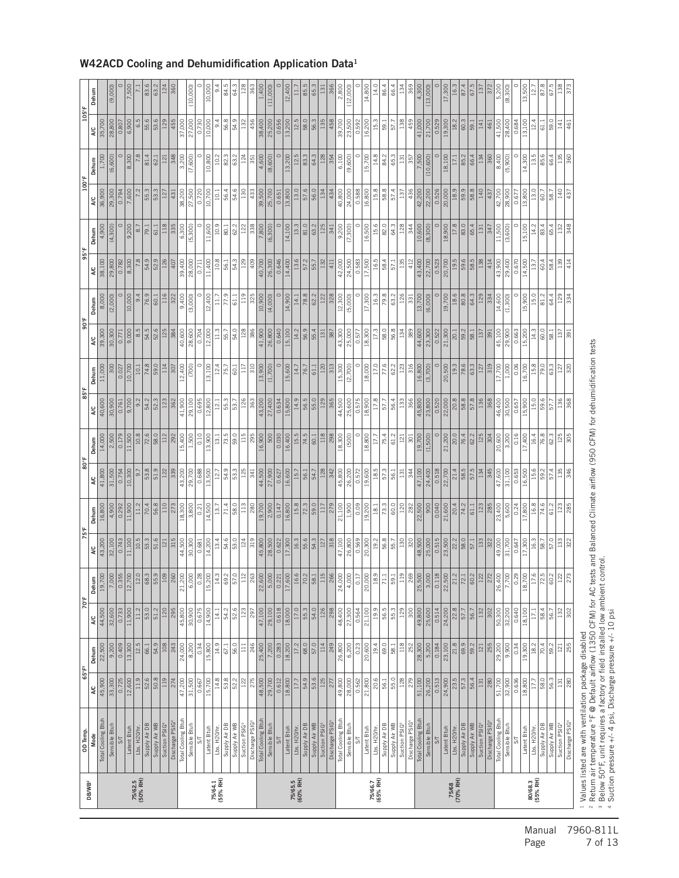## W42ACD Cooling and Dehumidification Application Data[1]

| DB/WB[2] | OD Temp. | 65°F[3] | | 70°F | | 75°F | | 80°F | | 85°F | | 90°F | | 95°F | | 100°F | | 105°F | |
|---|---|---|---|---|---|---|---|---|---|---|---|---|---|---|---|---|---|---|---|
| | Mode | A/C | Dehum | A/C | Dehum | A/C | Dehum | A/C | Dehum | A/C | Dehum | A/C | Dehum | A/C | Dehum | A/C | Dehum | A/C | Dehum |
| 75/62.5 (50% RH) | Total Cooling Btuh | 45,900 | 22,500 | 44,500 | 19,700 | 43,200 | 16,800 | 41,800 | 14,000 | 40,600 | 11,000 | 39,300 | 8,000 | 38,100 | 4,900 | 36,900 | 1,700 | 35,700 | |
| | Sensible Btuh | 33,300 | 9,200 | 32,600 | 7,000 | 32,100 | 4,900 | 31,500 | 2,500 | 30,900 | 300 | 30,300 | (2,000) | 29,800 | (4,300) | 29,300 | (6,600) | 28,800 | (9,000) |
| | S/T | 0.725 | 0.409 | 0.733 | 0.355 | 0.743 | 0.292 | 0.754 | 0.179 | 0.761 | 0.027 | 0.771 | 0 | 0.782 | 0 | 0.794 | 0 | 0.807 | 0 |
| | Latent Btuh | 12,600 | 13,300 | 11,900 | 12,700 | 11,100 | 11,900 | 10,300 | 11,500 | 9,700 | 10,700 | 9,000 | 10,000 | 8,300 | 9,200 | 7,600 | 8,300 | 6,900 | 7,500 |
| | Lbs. H2O/hr. | 11.9 | 12.5 | 11.2 | 12.0 | 10.5 | 11.2 | 9.7 | 10.8 | 9.2 | 10.1 | 8.5 | 9.4 | 7.8 | 8.7 | 7.2 | 7.8 | 6.5 | 7.1 |
| | Supply Air DB | 52.6 | 66.1 | 53.0 | 68.3 | 53.3 | 70.4 | 53.8 | 72.6 | 54.2 | 74.8 | 54.5 | 76.9 | 54.9 | 79.1 | 55.3 | 81.4 | 55.6 | 83.6 |
| | Supply Air WB | 50.8 | 54.9 | 51.2 | 55.9 | 51.6 | 56.8 | 51.9 | 58.0 | 52.3 | 59.0 | 52.6 | 60.1 | 52.9 | 61.1 | 53.3 | 62.1 | 53.6 | 63.2 |
| | Suction PSIG[4] | 119 | 108 | 120 | 109 | 121 | 110 | 122 | 112 | 123 | 114 | 125 | 116 | 126 | 118 | 127 | 121 | 129 | 124 |
| | Discharge PSIG[4] | 274 | 243 | 295 | 260 | 315 | 273 | 339 | 292 | 362 | 307 | 384 | 322 | 407 | 335 | 431 | 348 | 455 | 360 |
| 75/64.1 (55% RH) | Total Cooling Btuh | 47,200 | 24,000 | 45,800 | 21,200 | 44,500 | 18,300 | 43,200 | 15,400 | 41,900 | 12,400 | 40,600 | 9,400 | 39,400 | 6,300 | 38,200 | 3,200 | 37,000 | |
| | Sensible Btuh | 31,500 | 8,200 | 30,900 | 6,000 | 30,300 | 3,800 | 29,700 | 1,500 | 29,100 | (700) | 28,600 | (3,000) | 28,000 | (5,300) | 27,500 | (7,600) | 27,000 | (10,000) |
| | S/T | 0.667 | 0.34 | 0.675 | 0.28 | 0.681 | 0.21 | 0.688 | 0.10 | 0.695 | 0 | 0.704 | 0 | 0.711 | 0 | 0.720 | 0 | 0.730 | 0 |
| | Latent Btuh | 15,700 | 15,800 | 14,900 | 15,200 | 14,200 | 14,500 | 13,500 | 13,900 | 12,800 | 13,100 | 12,000 | 12,400 | 11,400 | 11,600 | 10,700 | 10,800 | 10,000 | 10,000 |
| | Lbs. H2O/hr. | 14.8 | 14.9 | 14.1 | 14.3 | 13.4 | 13.7 | 12.7 | 13.1 | 12.1 | 12.4 | 11.3 | 11.7 | 10.8 | 10.9 | 10.1 | 10.2 | 9.4 | 9.4 |
| | Supply Air DB | 53.8 | 67.1 | 54.2 | 69.2 | 54.6 | 71.4 | 54.9 | 73.5 | 55.3 | 75.7 | 55.7 | 77.9 | 56.1 | 80.1 | 56.4 | 82.3 | 56.8 | 84.5 |
| | Supply Air WB | 52.2 | 56.0 | 52.6 | 57.0 | 53.0 | 58.0 | 53.3 | 59.0 | 53.7 | 60.1 | 54.0 | 61.1 | 54.3 | 62.2 | 54.6 | 63.2 | 54.9 | 64.3 |
| | Suction PSIG[4] | 122 | 111 | 123 | 112 | 124 | 113 | 125 | 115 | 126 | 117 | 128 | 119 | 129 | 122 | 130 | 124 | 132 | 128 |
| | Discharge PSIG[4] | 275 | 246 | 297 | 263 | 319 | 280 | 341 | 295 | 363 | 310 | 386 | 325 | 409 | 338 | 433 | 351 | 456 | 363 |
| 75/65.5 (60% RH) | Total Cooling Btuh | 48,500 | 25,400 | 47,100 | 22,600 | 45,800 | 19,700 | 44,500 | 16,900 | 43,200 | 13,900 | 41,900 | 10,900 | 40,700 | 7,800 | 39,500 | 4,600 | 38,400 | 1,400 |
| | Sensible Btuh | 29,700 | 7,200 | 29,100 | 5,000 | 28,500 | 2,900 | 27,900 | 500 | 27,400 | (1,700) | 26,800 | (4,000) | 26,300 | (6,300) | 25,700 | (8,600) | 25,200 | (11,000) |
| | S/T | 0.612 | 0.283 | 0.618 | 0.221 | 0.622 | 0.147 | 0.627 | 0.030 | 0.634 | 0 | 0.640 | 0 | 0.646 | 0 | 0.651 | 0 | 0.656 | 0 |
| | Latent Btuh | 18,800 | 18,200 | 18,000 | 17,600 | 17,300 | 16,800 | 16,600 | 16,400 | 15,800 | 15,600 | 15,100 | 14,900 | 14,400 | 14,100 | 13,800 | 13,200 | 13,200 | 12,400 |
| | Lbs. H2O/hr. | 17.7 | 17.2 | 17.0 | 16.6 | 16.3 | 15.8 | 15.7 | 15.5 | 14.9 | 14.7 | 14.2 | 14.1 | 13.6 | 13.3 | 13.0 | 12.5 | 12.5 | 11.7 |
| | Supply Air DB | 54.9 | 68.0 | 55.3 | 70.2 | 55.6 | 72.3 | 56.1 | 74.5 | 56.5 | 76.7 | 56.9 | 78.8 | 57.2 | 81.0 | 57.6 | 83.3 | 58.0 | 85.5 |
| | Supply Air WB | 53.6 | 57.0 | 54.0 | 58.1 | 54.3 | 59.0 | 54.7 | 60.1 | 55.0 | 61.1 | 55.4 | 62.2 | 55.7 | 63.2 | 56.0 | 64.3 | 56.3 | 65.3 |
| | Suction PSIG[4] | 125 | 114 | 126 | 115 | 127 | 117 | 128 | 118 | 129 | 120 | 131 | 122 | 132 | 125 | 134 | 128 | 135 | 131 |
| | Discharge PSIG[4] | 277 | 249 | 298 | 266 | 318 | 279 | 342 | 298 | 365 | 313 | 387 | 328 | 411 | 341 | 434 | 354 | 458 | 366 |
| 75/66.7 (65% RH) | Total Cooling Btuh | 49,800 | 26,800 | 48,400 | 24,000 | 47,100 | 21,100 | 45,800 | 18,300 | 44,500 | 15,300 | 43,300 | 12,300 | 42,000 | 9,200 | 40,800 | 6,100 | 39,700 | 2,800 |
| | Sensible Btuh | 28,000 | 6,200 | 27,300 | 4,000 | 26,800 | 1,900 | 26,200 | (500) | 25,600 | (2,700) | 25,000 | (5,000) | 24,500 | (7,300) | 24,000 | (9,600) | 23,500 | (12,000) |
| | S/T | 0.562 | 0.23 | 0.564 | 0.17 | 0.569 | 0.09 | 0.572 | 0 | 0.575 | 0 | 0.577 | 0 | 0.583 | 0 | 0.588 | 0 | 0.592 | 0 |
| | Latent Btuh | 21,800 | 20,600 | 21,100 | 20,000 | 20,300 | 19,200 | 19,600 | 18,800 | 18,900 | 18,000 | 18,300 | 17,300 | 17,500 | 16,500 | 16,800 | 15,700 | 16,200 | 14,800 |
| | Lbs. H2O/hr. | 20.6 | 19.4 | 19.9 | 18.9 | 19.2 | 18.1 | 18.5 | 17.7 | 17.8 | 17.0 | 17.3 | 16.3 | 16.5 | 15.6 | 15.8 | 14.8 | 15.3 | 14.0 |
| | Supply Air DB | 56.1 | 69.0 | 56.5 | 71.1 | 56.8 | 73.3 | 57.3 | 75.4 | 57.7 | 77.6 | 58.0 | 79.8 | 58.4 | 82.0 | 58.8 | 84.2 | 59.1 | 86.4 |
| | Supply Air WB | 55.0 | 58.1 | 55.3 | 59.1 | 55.7 | 60.0 | 56.1 | 61.2 | 56.4 | 62.2 | 56.8 | 63.2 | 57.1 | 64.3 | 57.4 | 65.3 | 57.7 | 66.4 |
| | Suction PSIG[4] | 128 | 118 | 129 | 119 | 130 | 120 | 131 | 121 | 133 | 123 | 134 | 126 | 135 | 128 | 137 | 131 | 138 | 134 |
| | Discharge PSIG[4] | 279 | 252 | 300 | 269 | 320 | 282 | 344 | 301 | 366 | 316 | 389 | 331 | 412 | 344 | 436 | 357 | 459 | 369 |
| 75/68 (70% RH) | Total Cooling Btuh | 51,100 | 28,300 | 49,800 | 25,500 | 48,500 | 22,500 | 47,100 | 19,700 | 45,800 | 16,800 | 44,600 | 13,700 | 43,400 | 10,600 | 42,200 | 7,500 | 41,000 | 4,300 |
| | Sensible Btuh | 26,200 | 5,200 | 25,600 | 3,000 | 25,000 | 900 | 24,400 | (1,500) | 23,800 | (3,700) | 23,300 | (6,000) | 22,700 | (8,300) | 22,200 | (10,600) | 21,700 | (13,000) |
| | S/T | 0.513 | 0.184 | 0.514 | 0.118 | 0.515 | 0.040 | 0.518 | 0 | 0.520 | 0 | 0.522 | 0 | 0.523 | 0 | 0.526 | 0 | 0.529 | 0 |
| | Latent Btuh | 24,900 | 23,100 | 24,200 | 22,500 | 23,500 | 21,600 | 22,700 | 21,200 | 22,000 | 20,500 | 21,300 | 19,700 | 20,700 | 18,900 | 20,000 | 18,100 | 19,300 | 17,300 |
| | Lbs. H2O/hr. | 23.5 | 21.8 | 22.8 | 21.2 | 22.2 | 20.4 | 21.4 | 20.0 | 20.8 | 19.3 | 20.1 | 18.6 | 19.5 | 17.8 | 18.9 | 17.1 | 18.2 | 16.3 |
| | Supply Air DB | 57.3 | 69.9 | 57.7 | 72.1 | 58.0 | 74.2 | 58.5 | 76.4 | 58.8 | 78.6 | 59.2 | 80.8 | 59.6 | 83.0 | 59.9 | 85.2 | 60.3 | 87.4 |
| | Supply Air WB | 56.4 | 59.2 | 56.7 | 60.2 | 57.1 | 61.1 | 57.5 | 62.2 | 57.8 | 63.3 | 58.1 | 64.3 | 58.5 | 65.4 | 58.8 | 66.4 | 59.1 | 67.5 |
| | Suction PSIG[4] | 131 | 121 | 132 | 122 | 133 | 123 | 134 | 125 | 136 | 127 | 137 | 129 | 138 | 131 | 140 | 134 | 141 | 137 |
| | Discharge PSIG[4] | 280 | 255 | 302 | 272 | 322 | 285 | 345 | 304 | 368 | 319 | 391 | 334 | 414 | 347 | 437 | 360 | 461 | 372 |
| 80/68.3 (55% RH) | Total Cooling Btuh | 51,700 | 29,200 | 50,300 | 26,400 | 49,000 | 23,400 | 47,600 | 20,600 | 46,400 | 17,700 | 45,100 | 14,600 | 43,900 | 11,500 | 42,700 | 8,400 | 41,500 | 5,200 |
| | Sensible Btuh | 32,900 | 9,900 | 32,200 | 7,700 | 31,700 | 5,600 | 31,100 | 3,200 | 30,500 | 1,000 | 29,900 | (1,300) | 29,400 | (3,600) | 28,900 | (5,900) | 28,400 | (8,300) |
| | S/T | 0.636 | 0.34 | 0.640 | 0.29 | 0.647 | 0.24 | 0.653 | 0.16 | 0.657 | 0.06 | 0.663 | 0 | 0.670 | 0 | 0.677 | 0 | 0.684 | 0 |
| | Latent Btuh | 18,800 | 19,300 | 18,100 | 18,700 | 17,300 | 17,800 | 16,500 | 17,400 | 15,900 | 16,700 | 15,200 | 15,900 | 14,500 | 15,100 | 13,800 | 14,300 | 13,100 | 13,500 |
| | Lbs. H2O/hr. | 17.7 | 18.2 | 17.1 | 17.6 | 16.3 | 16.8 | 15.6 | 16.4 | 15.0 | 15.8 | 14.3 | 15.0 | 13.7 | 14.2 | 13.0 | 13.5 | 12.4 | 12.7 |
| | Supply Air DB | 58.0 | 70.4 | 58.4 | 72.5 | 58.7 | 74.6 | 59.2 | 76.8 | 59.6 | 79.0 | 60.0 | 81.2 | 60.4 | 83.4 | 60.7 | 85.6 | 61.1 | 87.8 |
| | Supply Air WB | 56.3 | 59.2 | 56.7 | 60.2 | 57.0 | 61.2 | 57.4 | 62.3 | 57.7 | 63.3 | 58.1 | 64.4 | 58.4 | 65.4 | 58.7 | 66.4 | 59.0 | 67.5 |
| | Suction PSIG[4] | 131 | 121 | 132 | 122 | 133 | 123 | 135 | 125 | 136 | 127 | 137 | 129 | 139 | 132 | 140 | 135 | 141 | 138 |
| | Discharge PSIG[4] | 280 | 255 | 302 | 273 | 322 | 285 | 346 | 305 | 368 | 320 | 391 | 334 | 414 | 348 | 437 | 360 | 461 | 373 |

[1] Values listed are with ventilation package disabled
[2] Return air temperature °F @ Default airflow (1350 CFM) for AC tests and Balanced Climate airflow (950 CFM) for dehumidification tests
[3] Below 50°F, unit requires a factory or field installed low ambient control.
[4] Suction pressure +/- 4 psi, Discharge pressure +/- 10 psi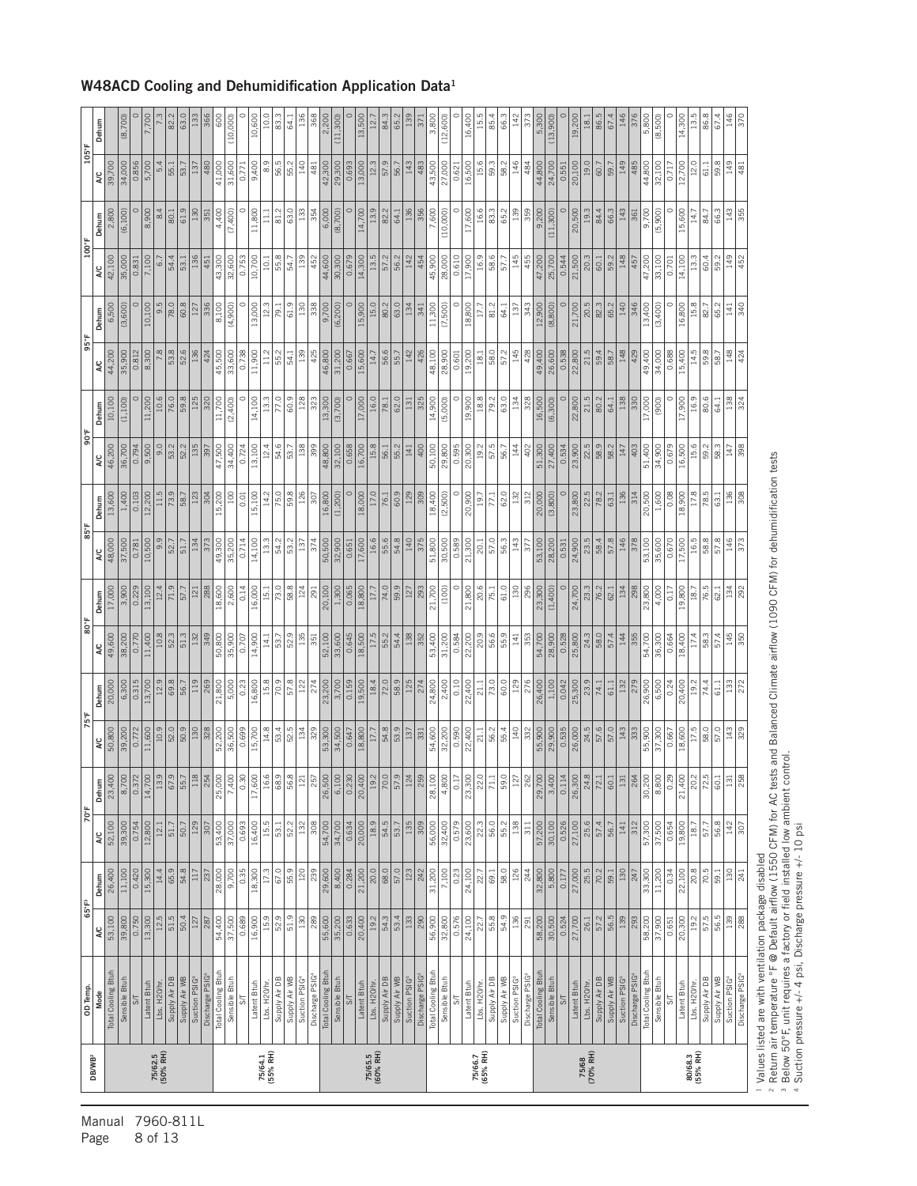## W48ACD Cooling and Dehumidification Application Data[1]

| DB/WB[2] | OD Temp. | 65°F[3] | | 70°F | | 75°F | | 80°F | | 85°F | | 90°F | | 95°F | | 100°F | | 105°F | |
|---|---|---|---|---|---|---|---|---|---|---|---|---|---|---|---|---|---|---|---|
| | Mode | A/C | Dehum | A/C | Dehum | A/C | Dehum | A/C | Dehum | A/C | Dehum | A/C | Dehum | A/C | Dehum | A/C | Dehum | A/C | Dehum |
| 75/62.5 (50% RH) | Total Cooling Btuh | 53,100 | 26,400 | 52,100 | 23,400 | 50,800 | 20,000 | 49,600 | 17,000 | 48,000 | 13,600 | 46,200 | 10,100 | 44,200 | 6,500 | 42,100 | 2,800 | 39,700 | |
| | Sensible Btuh | 39,800 | 11,100 | 39,300 | 8,700 | 39,200 | 6,300 | 38,200 | 3,900 | 37,500 | 1,600 | 36,700 | (1,100) | 35,900 | (3,600) | 35,000 | (6,100) | 34,000 | (8,700) |
| | S/T | 0.750 | 0.420 | 0.754 | 0.372 | 0.772 | 0.315 | 0.770 | 0.229 | 0.781 | 0.103 | 0.794 | 0 | 0.812 | 0 | 0.831 | 0 | 0.856 | 0 |
| | Latent Btuh | 13,300 | 15,300 | 12,800 | 14,700 | 11,600 | 13,700 | 11,400 | 13,100 | 10,500 | 12,200 | 9,500 | 11,200 | 8,300 | 10,100 | 7,100 | 8,900 | 5,700 | 7,700 |
| | Lbs. H2O/hr. | 12.5 | 14.4 | 12.1 | 13.9 | 10.9 | 12.9 | 10.8 | 12.4 | 9.9 | 11.5 | 9.0 | 10.6 | 7.8 | 9.5 | 6.7 | 8.4 | 5.4 | 7.3 |
| | Supply Air DB | 51.5 | 65.9 | 51.7 | 67.9 | 52.0 | 69.8 | 52.3 | 71.9 | 52.7 | 73.9 | 53.2 | 76.0 | 53.8 | 78.0 | 54.4 | 80.1 | 55.1 | 82.2 |
| | Supply Air WB | 50.4 | 54.8 | 50.7 | 55.7 | 50.9 | 56.7 | 51.3 | 57.7 | 51.7 | 58.7 | 52.2 | 59.8 | 52.6 | 60.8 | 53.1 | 61.9 | 53.7 | 63.0 |
| | Suction PSIG[4] | 127 | 117 | 129 | 118 | 130 | 119 | 132 | 121 | 134 | 123 | 135 | 125 | 136 | 127 | 136 | 130 | 137 | 133 |
| | Discharge PSIG[4] | 287 | 237 | 307 | 254 | 328 | 269 | 349 | 288 | 373 | 304 | 397 | 320 | 424 | 336 | 451 | 351 | 480 | 366 |
| 75/64.1 (55% RH) | Total Cooling Btuh | 54,400 | 28,000 | 53,400 | 25,000 | 52,200 | 21,800 | 50,800 | 18,600 | 49,300 | 15,200 | 47,500 | 11,700 | 45,500 | 8,100 | 43,300 | 4,400 | 41,000 | 600 |
| | Sensible Btuh | 37,500 | 9,700 | 37,000 | 7,400 | 36,500 | 5,000 | 35,900 | 2,600 | 35,200 | 100 | 34,400 | (2,400) | 33,600 | (4,900) | 32,600 | (7,400) | 31,600 | (10,000) |
| | S/T | 0.689 | 0.35 | 0.693 | 0.30 | 0.699 | 0.23 | 0.707 | 0.14 | 0.714 | 0.01 | 0.724 | 0 | 0.738 | 0 | 0.753 | 0 | 0.771 | 0 |
| | Latent Btuh | 16,900 | 18,300 | 16,400 | 17,600 | 15,700 | 16,800 | 14,900 | 16,000 | 14,100 | 15,100 | 13,100 | 14,100 | 11,900 | 13,000 | 10,700 | 11,800 | 9,400 | 10,600 |
| | Lbs. H2O/hr. | 15.9 | 17.3 | 15.5 | 16.6 | 14.8 | 15.8 | 14.1 | 15.1 | 13.3 | 14.2 | 12.4 | 13.3 | 11.2 | 12.3 | 10.1 | 11.1 | 8.9 | 10.0 |
| | Supply Air DB | 52.9 | 67.0 | 53.1 | 68.9 | 53.4 | 70.9 | 53.7 | 73.0 | 54.2 | 75.0 | 54.6 | 77.0 | 55.2 | 79.1 | 55.8 | 81.2 | 56.5 | 83.3 |
| | Supply Air WB | 51.9 | 55.9 | 52.2 | 56.8 | 52.5 | 57.8 | 52.9 | 58.8 | 53.2 | 59.8 | 53.7 | 60.9 | 54.1 | 61.9 | 54.7 | 63.0 | 55.2 | 64.1 |
| | Suction PSIG[4] | 130 | 120 | 132 | 121 | 134 | 122 | 135 | 124 | 137 | 126 | 138 | 128 | 139 | 130 | 139 | 133 | 140 | 136 |
| | Discharge PSIG[4] | 289 | 239 | 308 | 257 | 329 | 274 | 351 | 291 | 374 | 307 | 399 | 323 | 425 | 338 | 452 | 354 | 481 | 368 |
| 75/65.5 (60% RH) | Total Cooling Btuh | 55,600 | 29,600 | 54,700 | 26,500 | 53,300 | 23,200 | 52,100 | 20,100 | 50,500 | 16,800 | 48,800 | 13,300 | 46,800 | 9,700 | 44,600 | 6,000 | 42,300 | 2,200 |
| | Sensible Btuh | 35,200 | 8,400 | 34,700 | 6,100 | 34,500 | 3,700 | 33,600 | 1,300 | 32,900 | (1,200) | 32,100 | (3,700) | 31,200 | (6,200) | 30,300 | (8,700) | 29,300 | (11,300) |
| | S/T | 0.633 | 0.284 | 0.634 | 0.230 | 0.647 | 0.159 | 0.645 | 0.065 | 0.651 | 0 | 0.658 | 0 | 0.667 | 0 | 0.679 | 0 | 0.693 | 0 |
| | Latent Btuh | 20,400 | 21,200 | 20,000 | 20,400 | 18,800 | 19,500 | 18,500 | 18,800 | 17,600 | 18,000 | 16,700 | 17,000 | 15,600 | 15,900 | 14,300 | 14,700 | 13,000 | 13,500 |
| | Lbs. H2O/hr. | 19.2 | 20.0 | 18.9 | 19.2 | 17.7 | 18.4 | 17.5 | 17.7 | 16.6 | 17.0 | 15.8 | 16.0 | 14.7 | 15.0 | 13.5 | 13.9 | 12.3 | 12.7 |
| | Supply Air DB | 54.3 | 68.0 | 54.5 | 70.0 | 54.8 | 72.0 | 55.2 | 74.0 | 55.6 | 76.1 | 56.1 | 78.1 | 56.6 | 80.2 | 57.2 | 82.2 | 57.9 | 84.3 |
| | Supply Air WB | 53.4 | 57.0 | 53.7 | 57.9 | 53.9 | 58.9 | 54.4 | 59.9 | 54.8 | 60.9 | 55.2 | 62.0 | 55.7 | 63.0 | 56.2 | 64.1 | 56.7 | 65.2 |
| | Suction PSIG[4] | 133 | 123 | 135 | 124 | 137 | 125 | 138 | 127 | 140 | 129 | 141 | 131 | 142 | 134 | 142 | 136 | 143 | 139 |
| | Discharge PSIG[4] | 290 | 242 | 309 | 259 | 331 | 274 | 352 | 293 | 375 | 309 | 400 | 325 | 426 | 341 | 454 | 356 | 483 | 371 |
| 75/66.7 (65% RH) | Total Cooling Btuh | 56,900 | 31,200 | 56,000 | 28,100 | 54,600 | 24,800 | 53,400 | 21,700 | 51,800 | 18,400 | 50,100 | 14,900 | 48,100 | 11,300 | 45,900 | 7,600 | 43,500 | 3,800 |
| | Sensible Btuh | 32,800 | 7,100 | 32,400 | 4,800 | 32,200 | 2,400 | 31,200 | (100) | 30,500 | (2,500) | 29,800 | (5,000) | 28,900 | (7,500) | 28,000 | (10,000) | 27,000 | (12,600) |
| | S/T | 0.576 | 0.23 | 0.579 | 0.17 | 0.590 | 0.10 | 0.584 | 0 | 0.589 | 0 | 0.595 | 0 | 0.601 | 0 | 0.610 | 0 | 0.621 | 0 |
| | Latent Btuh | 24,100 | 24,100 | 23,600 | 23,300 | 22,400 | 22,400 | 22,200 | 21,800 | 21,300 | 20,900 | 20,300 | 19,900 | 19,200 | 18,800 | 17,900 | 17,600 | 16,500 | 16,400 |
| | Lbs. H2O/hr. | 22.7 | 22.7 | 22.3 | 22.0 | 21.1 | 21.1 | 20.9 | 20.6 | 20.1 | 19.7 | 19.2 | 18.8 | 18.1 | 17.7 | 16.9 | 16.6 | 15.6 | 15.5 |
| | Supply Air DB | 55.8 | 69.1 | 56.0 | 71.1 | 56.2 | 73.0 | 56.6 | 75.1 | 57.0 | 77.1 | 57.5 | 79.2 | 58.0 | 81.2 | 58.6 | 83.3 | 59.3 | 85.4 |
| | Supply Air WB | 54.9 | 58.0 | 55.2 | 59.0 | 55.4 | 60.0 | 55.9 | 61.0 | 56.3 | 62.0 | 56.7 | 63.0 | 57.2 | 64.1 | 57.7 | 65.2 | 58.2 | 66.3 |
| | Suction PSIG[4] | 136 | 126 | 138 | 127 | 140 | 129 | 141 | 130 | 143 | 132 | 144 | 134 | 145 | 137 | 145 | 139 | 146 | 142 |
| | Discharge PSIG[4] | 291 | 244 | 311 | 262 | 332 | 276 | 353 | 296 | 377 | 312 | 402 | 328 | 428 | 343 | 455 | 359 | 484 | 373 |
| 75/68 (70% RH) | Total Cooling Btuh | 58,200 | 32,800 | 57,200 | 29,700 | 55,900 | 26,400 | 54,700 | 23,300 | 53,100 | 20,000 | 51,300 | 16,500 | 49,400 | 12,900 | 47,200 | 9,200 | 44,800 | 5,300 |
| | Sensible Btuh | 30,500 | 5,800 | 30,100 | 3,400 | 29,900 | 1,100 | 28,900 | (1,400) | 28,200 | (3,800) | 27,400 | (6,300) | 26,600 | (8,800) | 25,700 | (11,300) | 24,700 | (13,900) |
| | S/T | 0.524 | 0.177 | 0.526 | 0.114 | 0.535 | 0.042 | 0.528 | 0 | 0.531 | 0 | 0.534 | 0 | 0.538 | 0 | 0.544 | 0 | 0.551 | 0 |
| | Latent Btuh | 27,700 | 27,000 | 27,100 | 26,300 | 26,000 | 25,300 | 25,800 | 24,700 | 24,900 | 23,800 | 23,900 | 22,800 | 22,800 | 21,700 | 21,500 | 20,500 | 20,100 | 19,200 |
| | Lbs. H2O/hr. | 26.1 | 25.5 | 25.6 | 24.8 | 24.5 | 23.9 | 24.3 | 23.3 | 23.5 | 22.5 | 22.5 | 21.5 | 21.5 | 20.5 | 20.3 | 19.3 | 19.0 | 18.1 |
| | Supply Air DB | 57.2 | 70.2 | 57.4 | 72.1 | 57.6 | 74.1 | 58.0 | 76.2 | 58.4 | 78.2 | 58.9 | 80.2 | 59.4 | 82.3 | 60.1 | 84.4 | 60.7 | 86.5 |
| | Supply Air WB | 56.5 | 59.1 | 56.7 | 60.1 | 57.0 | 61.1 | 57.4 | 62.1 | 57.8 | 63.1 | 58.2 | 64.1 | 58.7 | 65.2 | 59.2 | 66.3 | 59.7 | 67.4 |
| | Suction PSIG[4] | 139 | 130 | 141 | 131 | 143 | 132 | 144 | 134 | 146 | 136 | 147 | 138 | 148 | 140 | 148 | 143 | 149 | 146 |
| | Discharge PSIG[4] | 293 | 247 | 312 | 264 | 333 | 279 | 355 | 298 | 378 | 314 | 403 | 330 | 429 | 346 | 457 | 361 | 485 | 376 |
| 80/68.3 (55% RH) | Total Cooling Btuh | 58,200 | 33,300 | 57,300 | 30,200 | 55,900 | 26,900 | 54,700 | 23,800 | 53,100 | 20,500 | 51,400 | 17,000 | 49,400 | 13,400 | 47,200 | 9,700 | 44,800 | 5,800 |
| | Sensible Btuh | 37,900 | 11,200 | 37,500 | 8,800 | 37,300 | 6,500 | 36,300 | 4,000 | 35,600 | 1,600 | 34,900 | (900) | 34,000 | (3,400) | 33,100 | (5,900) | 32,100 | (8,500) |
| | S/T | 0.651 | 0.34 | 0.654 | 0.29 | 0.667 | 0.24 | 0.664 | 0.17 | 0.670 | 0.08 | 0.679 | 0 | 0.688 | 0 | 0.701 | 0 | 0.717 | 0 |
| | Latent Btuh | 20,300 | 22,100 | 19,800 | 21,400 | 18,600 | 20,400 | 18,400 | 19,800 | 17,500 | 18,900 | 16,500 | 17,900 | 15,400 | 16,800 | 14,100 | 15,600 | 12,700 | 14,300 |
| | Lbs. H2O/hr. | 19.2 | 20.8 | 18.7 | 20.2 | 17.5 | 19.2 | 17.4 | 18.7 | 16.5 | 17.8 | 15.6 | 16.9 | 14.5 | 15.8 | 13.3 | 14.7 | 12.0 | 13.5 |
| | Supply Air DB | 57.5 | 70.5 | 57.7 | 72.5 | 58.0 | 74.4 | 58.3 | 76.5 | 58.8 | 78.5 | 59.2 | 80.6 | 59.8 | 82.7 | 60.4 | 84.7 | 61.1 | 86.8 |
| | Supply Air WB | 56.5 | 59.1 | 56.8 | 60.1 | 57.0 | 61.1 | 57.4 | 62.1 | 57.8 | 63.1 | 58.3 | 64.1 | 58.7 | 65.2 | 59.2 | 66.3 | 59.8 | 67.4 |
| | Suction PSIG[4] | 139 | 130 | 142 | 131 | 143 | 133 | 145 | 134 | 146 | 136 | 147 | 138 | 148 | 141 | 149 | 143 | 149 | 146 |
| | Discharge PSIG[4] | 288 | 241 | 307 | 258 | 329 | 272 | 350 | 292 | 373 | 308 | 398 | 324 | 424 | 340 | 452 | 355 | 481 | 370 |

[1] Values listed are with ventilation package disabled
[2] Return air temperature °F @ Default airflow (1550 CFM) for AC tests and Balanced Climate airflow (1090 CFM) for dehumidification tests
[3] Below 50°F, unit requires a factory or field installed low ambient control.
[4] Suction pressure +/- 4 psi, Discharge pressure +/- 10 psi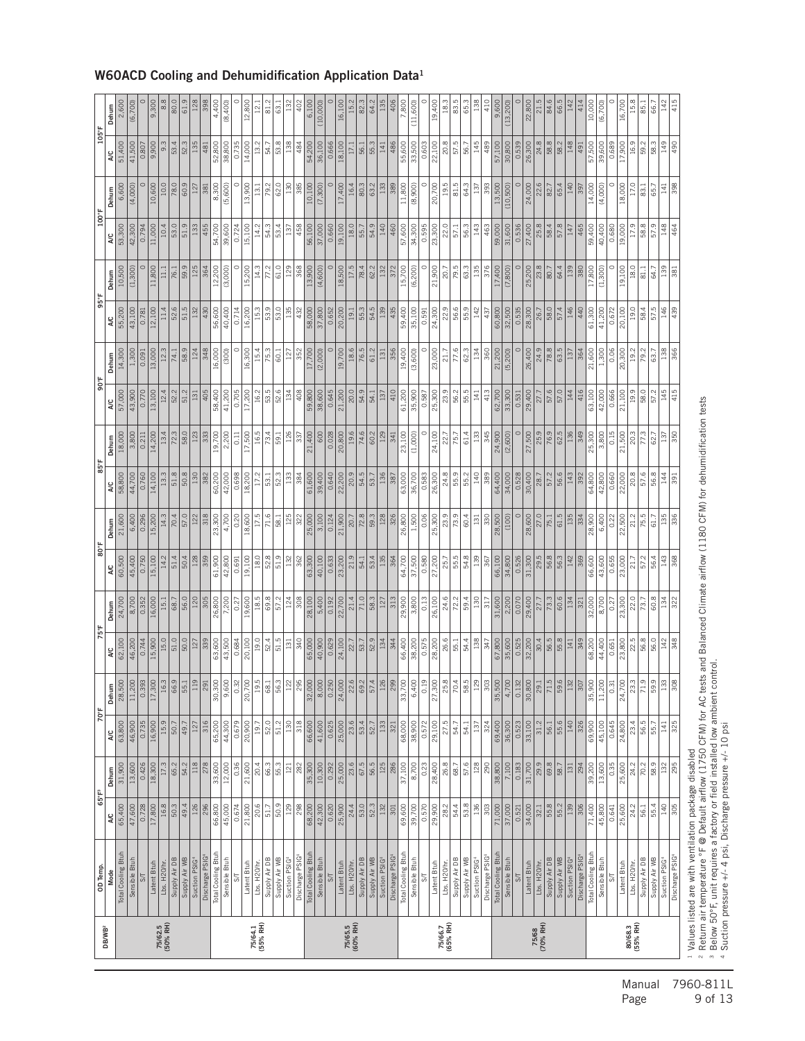# W60ACD Cooling and Dehumidification Application Data[1]

| DB/WB[2] | OD Temp. | 65°F[3] | | 70°F | | 75°F | | 80°F | | 85°F | | 90°F | | 95°F | | 100°F | | 105°F | |
|---|---|---|---|---|---|---|---|---|---|---|---|---|---|---|---|---|---|---|---|
| | Mode | A/C | Dehum | A/C | Dehum | A/C | Dehum | A/C | Dehum | A/C | Dehum | A/C | Dehum | A/C | Dehum | A/C | Dehum | A/C | Dehum |
| 75/62.5 (50% RH) | Total Cooling Btuh | 65,400 | 31,900 | 63,800 | 28,500 | 62,100 | 24,700 | 60,500 | 21,600 | 58,800 | 18,000 | 57,000 | 14,300 | 55,200 | 10,500 | 53,300 | 6,600 | 51,400 | 2,600 |
| | Sensible Btuh | 47,600 | 13,600 | 46,900 | 11,200 | 46,200 | 8,700 | 45,400 | 6,400 | 44,700 | 3,800 | 43,900 | 1,300 | 43,100 | (1,300) | 42,300 | (4,000) | 41,500 | (6,700) |
| | S/T | 0.728 | 0.426 | 0.735 | 0.393 | 0.744 | 0.352 | 0.750 | 0.296 | 0.760 | 0.211 | 0.770 | 0.091 | 0.781 | 0 | 0.794 | 0 | 0.807 | 0 |
| | Latent Btuh | 17,800 | 18,300 | 16,900 | 17,300 | 15,900 | 16,000 | 15,100 | 15,200 | 14,100 | 14,200 | 13,100 | 13,000 | 12,100 | 11,800 | 11,000 | 10,600 | 9,900 | 9,300 |
| | Lbs. H2O/hr. | 16.8 | 17.3 | 15.9 | 16.3 | 15.0 | 15.1 | 14.2 | 14.3 | 13.3 | 13.4 | 12.4 | 12.3 | 11.4 | 11.1 | 10.4 | 10.0 | 9.3 | 8.8 |
| | Supply Air DB | 50.3 | 65.2 | 50.7 | 66.9 | 51.0 | 68.7 | 51.4 | 70.4 | 51.8 | 72.3 | 52.2 | 74.1 | 52.6 | 76.1 | 53.0 | 78.0 | 53.4 | 80.0 |
| | Supply Air WB | 49.4 | 54.2 | 49.7 | 55.1 | 50.0 | 56.0 | 50.4 | 57.0 | 50.8 | 58.0 | 51.2 | 58.9 | 51.5 | 59.9 | 51.9 | 60.9 | 52.3 | 61.9 |
| | Suction PSIG[4] | 126 | 118 | 127 | 119 | 127 | 120 | 128 | 122 | 130 | 123 | 131 | 124 | 132 | 125 | 133 | 127 | 135 | 128 |
| | Discharge PSIG[4] | 296 | 278 | 316 | 291 | 339 | 305 | 359 | 318 | 382 | 333 | 405 | 348 | 430 | 364 | 455 | 381 | 481 | 398 |
| 75/64.1 (55% RH) | Total Cooling Btuh | 66,800 | 33,600 | 65,200 | 30,300 | 63,600 | 26,800 | 61,900 | 23,300 | 60,200 | 19,700 | 58,400 | 16,000 | 56,600 | 12,200 | 54,700 | 8,300 | 52,800 | 4,400 |
| | Sensible Btuh | 45,000 | 12,000 | 44,300 | 9,600 | 43,500 | 7,200 | 42,800 | 4,700 | 42,000 | 2,200 | 41,200 | (300) | 40,400 | (3,000) | 39,600 | (5,600) | 38,800 | (8,400) |
| | S/T | 0.674 | 0.36 | 0.679 | 0.32 | 0.684 | 0.27 | 0.691 | 0.20 | 0.698 | 0.11 | 0.705 | 0 | 0.714 | 0 | 0.724 | 0 | 0.735 | 0 |
| | Latent Btuh | 21,800 | 21,600 | 20,900 | 20,700 | 20,100 | 19,600 | 19,100 | 18,600 | 18,200 | 17,500 | 17,200 | 16,300 | 16,200 | 15,200 | 15,100 | 13,900 | 14,000 | 12,800 |
| | Lbs. H2O/hr. | 20.6 | 20.4 | 19.7 | 19.5 | 19.0 | 18.5 | 18.0 | 17.5 | 17.2 | 16.5 | 16.2 | 15.4 | 15.3 | 14.3 | 14.2 | 13.1 | 13.2 | 12.1 |
| | Supply Air DB | 51.7 | 66.3 | 52.0 | 68.1 | 52.4 | 69.8 | 52.8 | 71.6 | 53.1 | 73.4 | 53.5 | 75.3 | 53.9 | 77.2 | 54.3 | 79.2 | 54.7 | 81.2 |
| | Supply Air WB | 50.9 | 55.3 | 51.2 | 56.3 | 51.5 | 57.2 | 51.9 | 58.1 | 52.3 | 59.1 | 52.6 | 60.1 | 53.0 | 61.0 | 53.4 | 62.0 | 53.8 | 63.1 |
| | Suction PSIG[4] | 129 | 121 | 130 | 122 | 131 | 124 | 132 | 125 | 133 | 126 | 134 | 127 | 135 | 129 | 137 | 130 | 138 | 132 |
| | Discharge PSIG[4] | 298 | 282 | 318 | 295 | 340 | 308 | 362 | 322 | 384 | 337 | 408 | 352 | 432 | 368 | 458 | 385 | 484 | 402 |
| 75/65.5 (60% RH) | Total Cooling Btuh | 68,200 | 35,300 | 66,600 | 32,000 | 65,000 | 28,100 | 63,300 | 25,000 | 61,600 | 21,400 | 59,800 | 17,700 | 58,000 | 13,900 | 56,100 | 10,100 | 54,200 | 6,100 |
| | Sensible Btuh | 42,300 | 10,300 | 41,600 | 8,000 | 40,900 | 5,400 | 40,100 | 3,100 | 39,400 | 600 | 38,600 | (2,000) | 37,800 | (4,600) | 37,000 | (7,300) | 36,100 | (10,000) |
| | S/T | 0.620 | 0.292 | 0.625 | 0.250 | 0.629 | 0.192 | 0.633 | 0.124 | 0.640 | 0.028 | 0.645 | 0 | 0.652 | 0 | 0.660 | 0 | 0.666 | 0 |
| | Latent Btuh | 25,900 | 25,000 | 25,000 | 24,000 | 24,100 | 22,700 | 23,200 | 21,900 | 22,200 | 20,800 | 21,200 | 19,700 | 20,200 | 18,500 | 19,100 | 17,400 | 18,100 | 16,100 |
| | Lbs. H2O/hr. | 24.4 | 23.6 | 23.6 | 22.6 | 22.7 | 21.4 | 21.9 | 20.7 | 20.9 | 19.6 | 20.0 | 18.6 | 19.1 | 17.5 | 18.0 | 16.4 | 17.1 | 15.2 |
| | Supply Air DB | 53.0 | 67.5 | 53.4 | 69.2 | 53.7 | 71.0 | 54.1 | 72.8 | 54.5 | 74.6 | 54.9 | 76.5 | 55.3 | 78.4 | 55.7 | 80.3 | 56.1 | 82.3 |
| | Supply Air WB | 52.3 | 56.5 | 52.7 | 57.4 | 52.9 | 58.3 | 53.4 | 59.3 | 53.7 | 60.2 | 54.1 | 61.2 | 54.5 | 62.2 | 54.9 | 63.2 | 55.3 | 64.2 |
| | Suction PSIG[4] | 132 | 125 | 133 | 126 | 134 | 127 | 135 | 128 | 136 | 129 | 137 | 131 | 139 | 132 | 140 | 133 | 141 | 135 |
| | Discharge PSIG[4] | 301 | 286 | 321 | 299 | 344 | 313 | 364 | 326 | 387 | 341 | 410 | 356 | 435 | 372 | 460 | 389 | 486 | 406 |
| 75/66.7 (65% RH) | Total Cooling Btuh | 69,600 | 37,100 | 68,000 | 33,700 | 66,400 | 29,900 | 64,700 | 26,800 | 63,000 | 23,100 | 61,200 | 19,400 | 59,400 | 15,700 | 57,600 | 11,800 | 55,600 | 7,800 |
| | Sensible Btuh | 39,700 | 8,700 | 38,900 | 6,400 | 38,200 | 3,800 | 37,500 | 1,500 | 36,700 | (1,000) | 35,900 | (3,600) | 35,100 | (6,200) | 34,300 | (8,900) | 33,500 | (11,600) |
| | S/T | 0.570 | 0.23 | 0.572 | 0.19 | 0.575 | 0.13 | 0.580 | 0.06 | 0.583 | 0 | 0.587 | 0 | 0.591 | 0 | 0.595 | 0 | 0.603 | 0 |
| | Latent Btuh | 29,900 | 28,400 | 29,100 | 27,300 | 28,200 | 26,100 | 27,200 | 25,300 | 26,300 | 24,100 | 25,300 | 23,000 | 24,300 | 21,900 | 23,300 | 20,700 | 22,100 | 19,400 |
| | Lbs. H2O/hr. | 28.2 | 26.8 | 27.5 | 25.8 | 26.6 | 24.6 | 25.7 | 23.9 | 24.8 | 22.7 | 23.9 | 21.7 | 22.9 | 20.7 | 22.0 | 19.5 | 20.8 | 18.3 |
| | Supply Air DB | 54.4 | 68.7 | 54.7 | 70.4 | 55.1 | 72.2 | 55.5 | 73.9 | 55.9 | 75.7 | 56.2 | 77.6 | 56.6 | 79.5 | 57.1 | 81.5 | 57.5 | 83.5 |
| | Supply Air WB | 53.8 | 57.6 | 54.1 | 58.5 | 54.4 | 59.4 | 54.8 | 60.4 | 55.2 | 61.4 | 55.5 | 62.3 | 55.9 | 63.3 | 56.3 | 64.3 | 56.7 | 65.3 |
| | Suction PSIG[4] | 136 | 128 | 137 | 129 | 138 | 130 | 139 | 131 | 140 | 133 | 141 | 134 | 142 | 135 | 143 | 137 | 145 | 138 |
| | Discharge PSIG[4] | 303 | 290 | 324 | 303 | 347 | 317 | 367 | 330 | 389 | 345 | 413 | 360 | 437 | 376 | 463 | 393 | 489 | 410 |
| 75/68 (70% RH) | Total Cooling Btuh | 71,000 | 38,800 | 69,400 | 35,500 | 67,800 | 31,600 | 66,100 | 28,500 | 64,400 | 24,900 | 62,700 | 21,200 | 60,800 | 17,400 | 59,000 | 13,500 | 57,100 | 9,600 |
| | Sensible Btuh | 37,000 | 7,100 | 36,300 | 4,700 | 35,600 | 2,200 | 34,800 | (100) | 34,000 | (2,600) | 33,300 | (5,200) | 32,500 | (7,800) | 31,600 | (10,500) | 30,800 | (13,200) |
| | S/T | 0.521 | 0.183 | 0.523 | 0.132 | 0.525 | 0.070 | 0.526 | 0 | 0.528 | 0 | 0.531 | 0 | 0.535 | 0 | 0.536 | 0 | 0.539 | 0 |
| | Latent Btuh | 34,000 | 31,700 | 33,100 | 30,800 | 32,200 | 29,400 | 31,300 | 28,600 | 30,400 | 27,500 | 29,400 | 26,400 | 28,300 | 25,200 | 27,400 | 24,000 | 26,300 | 22,800 |
| | Lbs. H2O/hr. | 32.1 | 29.9 | 31.2 | 29.1 | 30.4 | 27.7 | 29.5 | 27.0 | 28.7 | 25.9 | 27.7 | 24.9 | 26.7 | 23.8 | 25.8 | 22.6 | 24.8 | 21.5 |
| | Supply Air DB | 55.8 | 69.8 | 56.1 | 71.5 | 56.5 | 73.3 | 56.8 | 75.1 | 57.2 | 76.9 | 57.6 | 78.8 | 58.0 | 80.7 | 58.4 | 82.7 | 58.8 | 84.6 |
| | Supply Air WB | 55.2 | 58.7 | 55.6 | 59.6 | 55.8 | 60.6 | 56.3 | 61.5 | 56.6 | 62.5 | 57.0 | 63.5 | 57.4 | 64.4 | 57.8 | 65.4 | 58.2 | 66.5 |
| | Suction PSIG[4] | 139 | 131 | 140 | 132 | 141 | 134 | 142 | 135 | 143 | 136 | 144 | 137 | 146 | 139 | 147 | 140 | 148 | 142 |
| | Discharge PSIG[4] | 306 | 294 | 326 | 307 | 349 | 321 | 369 | 334 | 392 | 349 | 416 | 364 | 440 | 380 | 465 | 397 | 491 | 414 |
| 80/68.3 (55% RH) | Total Cooling Btuh | 71,400 | 39,200 | 69,900 | 35,900 | 68,200 | 32,000 | 66,600 | 28,900 | 64,800 | 25,300 | 63,100 | 21,600 | 61,300 | 17,800 | 59,400 | 14,000 | 57,500 | 10,000 |
| | Sensible Btuh | 45,800 | 13,600 | 45,100 | 11,200 | 44,400 | 8,700 | 43,600 | 6,400 | 42,800 | 3,800 | 42,000 | 1,300 | 41,200 | (1,300) | 40,400 | (4,000) | 39,600 | (6,700) |
| | S/T | 0.641 | 0.35 | 0.645 | 0.31 | 0.651 | 0.27 | 0.655 | 0.22 | 0.660 | 0.15 | 0.666 | 0.06 | 0.672 | 0 | 0.680 | 0 | 0.689 | 0 |
| | Latent Btuh | 25,600 | 25,600 | 24,800 | 24,700 | 23,800 | 23,300 | 23,000 | 22,500 | 22,000 | 21,500 | 21,100 | 20,300 | 20,100 | 19,100 | 19,000 | 18,000 | 17,900 | 16,700 |
| | Lbs. H2O/hr. | 24.2 | 24.2 | 23.4 | 23.3 | 22.5 | 22.0 | 21.7 | 21.2 | 20.8 | 20.3 | 19.9 | 19.2 | 19.0 | 18.0 | 17.9 | 17.0 | 16.9 | 15.8 |
| | Supply Air DB | 56.1 | 70.2 | 56.5 | 71.9 | 56.8 | 73.7 | 57.2 | 75.5 | 57.6 | 77.3 | 58.0 | 79.2 | 58.4 | 81.1 | 58.8 | 83.1 | 59.2 | 85.1 |
| | Supply Air WB | 55.4 | 58.9 | 55.7 | 59.9 | 56.0 | 60.8 | 56.4 | 61.7 | 56.8 | 62.7 | 57.2 | 63.7 | 57.5 | 64.7 | 57.9 | 65.7 | 58.3 | 66.7 |
| | Suction PSIG[4] | 140 | 132 | 141 | 133 | 142 | 134 | 143 | 135 | 144 | 137 | 145 | 138 | 146 | 139 | 148 | 141 | 149 | 142 |
| | Discharge PSIG[4] | 305 | 295 | 325 | 308 | 348 | 322 | 368 | 336 | 391 | 350 | 415 | 366 | 439 | 381 | 464 | 398 | 490 | 415 |

[1] Values listed are with ventilation package disabled
[2] Return air temperature °F @ Default airflow (1750 CFM) for AC tests and Balanced Climate airflow (1180 CFM) for dehumidification tests
[3] Below 50°F, unit requires a factory or field installed low ambient control.
[4] Suction pressure +/- 4 psi, Discharge pressure +/- 10 psi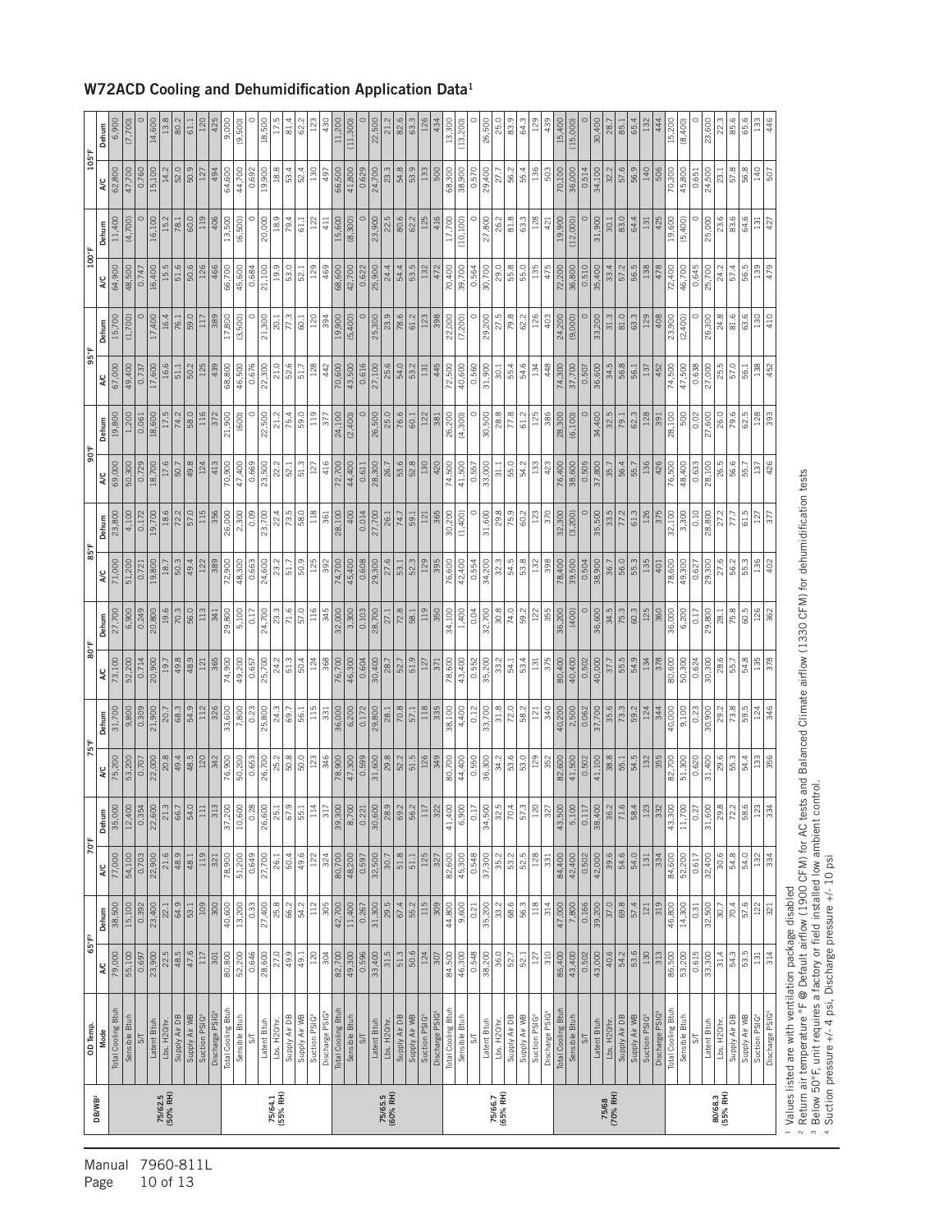## W72ACD Cooling and Dehumidification Application Data[1]

| DB/WB[2] | OD Temp. | 65°F[3] | | 70°F | | 75°F | | 80°F | | 85°F | | 90°F | | 95°F | | 100°F | | 105°F | |
|---|---|---|---|---|---|---|---|---|---|---|---|---|---|---|---|---|---|---|---|
| | Mode | A/C | Dehum | A/C | Dehum | A/C | Dehum | A/C | Dehum | A/C | Dehum | A/C | Dehum | A/C | Dehum | A/C | Dehum | A/C | Dehum |
| 75/62.5 (50% RH) | Total Cooling Btuh | 79,000 | 38,500 | 77,000 | 35,000 | 75,200 | 31,700 | 73,100 | 27,700 | 71,000 | 23,800 | 69,000 | 19,800 | 67,000 | 15,700 | 64,900 | 11,400 | 62,800 | 6,900 |
| | Sensible Btuh | 55,100 | 15,100 | 54,100 | 12,400 | 53,200 | 9,800 | 52,200 | 6,900 | 51,200 | 4,100 | 50,300 | 1,200 | 49,400 | (1,700) | 48,500 | (4,700) | 47,700 | (7,700) |
| | S/T | 0.697 | 0.392 | 0.703 | 0.354 | 0.707 | 0.309 | 0.714 | 0.249 | 0.721 | 0.172 | 0.729 | 0.061 | 0.737 | 0 | 0.747 | 0 | 0.760 | 0 |
| | Latent Btuh | 23,900 | 23,400 | 22,900 | 22,600 | 22,000 | 21,900 | 20,900 | 20,800 | 19,800 | 19,700 | 18,700 | 18,600 | 17,600 | 17,400 | 16,400 | 16,100 | 15,100 | 14,600 |
| | Lbs. H2O/hr. | 22.5 | 22.1 | 21.6 | 21.3 | 20.8 | 20.7 | 19.7 | 19.6 | 18.7 | 18.6 | 17.6 | 17.5 | 16.6 | 16.4 | 15.5 | 15.2 | 14.2 | 13.8 |
| | Supply Air DB | 48.5 | 64.9 | 48.9 | 66.7 | 49.4 | 68.3 | 49.8 | 70.3 | 50.3 | 72.2 | 50.7 | 74.2 | 51.1 | 76.1 | 51.6 | 78.1 | 52.0 | 80.2 |
| | Supply Air WB | 47.6 | 53.1 | 48.1 | 54.0 | 48.5 | 54.9 | 48.9 | 56.0 | 49.4 | 57.0 | 49.8 | 58.0 | 50.2 | 59.0 | 50.6 | 60.0 | 50.9 | 61.1 |
| | Suction PSIG[4] | 117 | 109 | 119 | 111 | 120 | 112 | 121 | 113 | 122 | 115 | 124 | 116 | 125 | 117 | 126 | 119 | 127 | 120 |
| | Discharge PSIG[4] | 301 | 300 | 321 | 313 | 342 | 326 | 365 | 341 | 389 | 356 | 413 | 372 | 439 | 389 | 466 | 406 | 494 | 425 |
| 75/64.1 (55% RH) | Total Cooling Btuh | 80,800 | 40,600 | 78,900 | 37,200 | 76,900 | 33,600 | 74,900 | 29,800 | 72,900 | 26,000 | 70,900 | 21,900 | 68,800 | 17,800 | 66,700 | 13,500 | 64,600 | 9,000 |
| | Sensible Btuh | 52,200 | 13,200 | 51,200 | 10,600 | 50,200 | 7,800 | 49,200 | 5,100 | 48,300 | 2,300 | 47,400 | (600) | 46,500 | (3,500) | 45,600 | (6,500) | 44,700 | (9,500) |
| | S/T | 0.646 | 0.33 | 0.649 | 0.28 | 0.653 | 0.23 | 0.657 | 0.17 | 0.663 | 0.09 | 0.669 | 0 | 0.676 | 0 | 0.684 | 0 | 0.692 | 0 |
| | Latent Btuh | 28,600 | 27,400 | 27,700 | 26,600 | 26,700 | 25,800 | 25,700 | 24,700 | 24,600 | 23,700 | 23,500 | 22,500 | 22,300 | 21,300 | 21,100 | 20,000 | 19,900 | 18,500 |
| | Lbs. H2O/hr. | 27.0 | 25.8 | 26.1 | 25.1 | 25.2 | 24.3 | 24.2 | 23.3 | 23.2 | 22.4 | 22.2 | 21.2 | 21.0 | 20.1 | 19.9 | 18.9 | 18.8 | 17.5 |
| | Supply Air DB | 49.9 | 66.2 | 50.4 | 67.9 | 50.8 | 69.7 | 51.3 | 71.6 | 51.7 | 73.5 | 52.1 | 75.4 | 52.6 | 77.3 | 53.0 | 79.4 | 53.4 | 81.4 |
| | Supply Air WB | 49.1 | 54.2 | 49.6 | 55.1 | 50.0 | 56.1 | 50.4 | 57.0 | 50.9 | 58.0 | 51.3 | 59.0 | 51.7 | 60.1 | 52.1 | 61.1 | 52.4 | 62.2 |
| | Suction PSIG[4] | 120 | 112 | 122 | 114 | 123 | 115 | 124 | 116 | 125 | 118 | 127 | 119 | 128 | 120 | 129 | 122 | 130 | 123 |
| | Discharge PSIG[4] | 304 | 305 | 324 | 317 | 346 | 331 | 368 | 345 | 392 | 361 | 416 | 377 | 442 | 394 | 469 | 411 | 497 | 430 |
| 75/65.5 (60% RH) | Total Cooling Btuh | 82,700 | 42,700 | 80,700 | 39,300 | 78,900 | 36,000 | 76,700 | 32,000 | 74,700 | 28,100 | 72,700 | 24,100 | 70,600 | 19,900 | 68,600 | 15,600 | 66,500 | 11,200 |
| | Sensible Btuh | 49,300 | 11,400 | 48,200 | 8,700 | 47,300 | 6,200 | 46,300 | 3,300 | 45,400 | 400 | 44,400 | (2,400) | 43,500 | (5,400) | 42,700 | (8,300) | 41,800 | (11,300) |
| | S/T | 0.596 | 0.267 | 0.597 | 0.221 | 0.599 | 0.172 | 0.604 | 0.103 | 0.608 | 0.014 | 0.611 | 0 | 0.616 | 0 | 0.622 | 0 | 0.629 | 0 |
| | Latent Btuh | 33,400 | 31,300 | 32,500 | 30,600 | 31,600 | 29,800 | 30,400 | 28,700 | 29,300 | 27,700 | 28,300 | 26,500 | 27,100 | 25,300 | 25,900 | 23,900 | 24,700 | 22,500 |
| | Lbs. H2O/hr. | 31.5 | 29.5 | 30.7 | 28.9 | 29.8 | 28.1 | 28.7 | 27.1 | 27.6 | 26.1 | 26.7 | 25.0 | 25.6 | 23.9 | 24.4 | 22.5 | 23.3 | 21.2 |
| | Supply Air DB | 51.3 | 67.4 | 51.8 | 69.2 | 52.2 | 70.8 | 52.7 | 72.8 | 53.1 | 74.7 | 53.6 | 76.6 | 54.0 | 78.6 | 54.4 | 80.6 | 54.8 | 82.6 |
| | Supply Air WB | 50.6 | 55.2 | 51.1 | 56.2 | 51.5 | 57.1 | 51.9 | 58.1 | 52.3 | 59.1 | 52.8 | 60.1 | 53.2 | 61.2 | 53.5 | 62.2 | 53.9 | 63.3 |
| | Suction PSIG[4] | 124 | 115 | 125 | 117 | 126 | 118 | 127 | 119 | 129 | 121 | 130 | 122 | 131 | 123 | 132 | 125 | 133 | 126 |
| | Discharge PSIG[4] | 307 | 309 | 327 | 322 | 349 | 335 | 371 | 350 | 395 | 365 | 420 | 381 | 445 | 398 | 472 | 416 | 500 | 434 |
| 75/66.7 (65% RH) | Total Cooling Btuh | 84,500 | 44,800 | 82,600 | 41,400 | 80,700 | 38,100 | 78,600 | 34,100 | 76,600 | 30,200 | 74,500 | 26,200 | 72,500 | 22,000 | 70,400 | 17,700 | 68,300 | 13,300 |
| | Sensible Btuh | 46,300 | 9,600 | 45,300 | 6,900 | 44,400 | 4,400 | 43,400 | 1,400 | 42,400 | (1,400) | 41,500 | (4,300) | 40,600 | (7,200) | 39,700 | (10,100) | 38,900 | (13,200) |
| | S/T | 0.548 | 0.21 | 0.548 | 0.17 | 0.550 | 0.12 | 0.552 | 0.04 | 0.554 | 0 | 0.557 | 0 | 0.560 | 0 | 0.564 | 0 | 0.570 | 0 |
| | Latent Btuh | 38,200 | 35,200 | 37,300 | 34,500 | 36,300 | 33,700 | 35,200 | 32,700 | 34,200 | 31,600 | 33,000 | 30,500 | 31,900 | 29,200 | 30,700 | 27,800 | 29,400 | 26,500 |
| | Lbs. H2O/hr. | 36.0 | 33.2 | 35.2 | 32.5 | 34.2 | 31.8 | 33.2 | 30.8 | 32.3 | 29.8 | 31.1 | 28.8 | 30.1 | 27.5 | 29.0 | 26.2 | 27.7 | 25.0 |
| | Supply Air DB | 52.7 | 68.6 | 53.2 | 70.4 | 53.6 | 72.0 | 54.1 | 74.0 | 54.5 | 75.9 | 55.0 | 77.8 | 55.4 | 79.8 | 55.8 | 81.8 | 56.2 | 83.9 |
| | Supply Air WB | 52.1 | 56.3 | 52.5 | 57.3 | 53.0 | 58.2 | 53.4 | 59.2 | 53.8 | 60.2 | 54.2 | 61.2 | 54.6 | 62.2 | 55.0 | 63.3 | 55.4 | 64.3 |
| | Suction PSIG[4] | 127 | 118 | 128 | 120 | 129 | 121 | 131 | 122 | 132 | 123 | 133 | 125 | 134 | 126 | 135 | 128 | 136 | 129 |
| | Discharge PSIG[4] | 310 | 314 | 331 | 327 | 352 | 340 | 375 | 355 | 398 | 370 | 423 | 386 | 448 | 403 | 475 | 421 | 503 | 439 |
| 75/68 (70% RH) | Total Cooling Btuh | 86,400 | 47,000 | 84,400 | 43,500 | 82,600 | 40,200 | 80,400 | 36,200 | 78,400 | 32,300 | 76,400 | 28,300 | 74,300 | 24,200 | 72,200 | 19,900 | 70,100 | 15,400 |
| | Sensible Btuh | 43,400 | 7,800 | 42,400 | 5,100 | 41,500 | 2,500 | 40,400 | (400) | 39,500 | (3,200) | 38,600 | (6,100) | 37,700 | (9,000) | 36,800 | (12,000) | 36,000 | (15,000) |
| | S/T | 0.502 | 0.166 | 0.502 | 0.117 | 0.502 | 0.062 | 0.502 | 0 | 0.504 | 0 | 0.505 | 0 | 0.507 | 0 | 0.510 | 0 | 0.514 | 0 |
| | Latent Btuh | 43,000 | 39,200 | 42,000 | 38,400 | 41,100 | 37,700 | 40,000 | 36,600 | 38,900 | 35,500 | 37,800 | 34,400 | 36,600 | 33,200 | 35,400 | 31,900 | 34,100 | 30,400 |
| | Lbs. H2O/hr. | 40.6 | 37.0 | 39.6 | 36.2 | 38.8 | 35.6 | 37.7 | 34.5 | 36.7 | 33.5 | 35.7 | 32.5 | 34.5 | 31.3 | 33.4 | 30.1 | 32.2 | 28.7 |
| | Supply Air DB | 54.2 | 69.8 | 54.6 | 71.6 | 55.1 | 73.3 | 55.5 | 75.3 | 56.0 | 77.2 | 56.4 | 79.1 | 56.8 | 81.0 | 57.2 | 83.0 | 57.6 | 85.1 |
| | Supply Air WB | 53.6 | 57.4 | 54.0 | 58.4 | 54.5 | 59.2 | 54.9 | 60.3 | 55.3 | 61.3 | 55.7 | 62.3 | 56.1 | 63.3 | 56.5 | 64.4 | 56.9 | 65.4 |
| | Suction PSIG[4] | 130 | 121 | 131 | 123 | 132 | 124 | 134 | 125 | 135 | 126 | 136 | 128 | 137 | 129 | 138 | 131 | 140 | 132 |
| | Discharge PSIG[4] | 313 | 319 | 334 | 332 | 355 | 344 | 378 | 360 | 401 | 375 | 426 | 391 | 452 | 408 | 478 | 425 | 506 | 444 |
| 80/68.3 (55% RH) | Total Cooling Btuh | 86,500 | 46,800 | 84,600 | 43,300 | 82,700 | 40,000 | 80,600 | 36,000 | 78,600 | 32,100 | 76,500 | 28,100 | 74,500 | 23,900 | 72,400 | 19,600 | 70,300 | 15,200 |
| | Sensible Btuh | 53,200 | 14,300 | 52,200 | 11,700 | 51,300 | 9,100 | 50,300 | 6,200 | 49,300 | 3,300 | 48,400 | 500 | 47,500 | (2,400) | 46,700 | (5,400) | 45,800 | (8,400) |
| | S/T | 0.615 | 0.31 | 0.617 | 0.27 | 0.620 | 0.23 | 0.624 | 0.17 | 0.627 | 0.10 | 0.633 | 0.02 | 0.638 | 0 | 0.645 | 0 | 0.651 | 0 |
| | Latent Btuh | 33,300 | 32,500 | 32,400 | 31,600 | 31,400 | 30,900 | 30,300 | 29,800 | 29,300 | 28,800 | 28,100 | 27,600 | 27,000 | 26,300 | 25,700 | 25,000 | 24,500 | 23,600 |
| | Lbs. H2O/hr. | 31.4 | 30.7 | 30.6 | 29.8 | 29.6 | 29.2 | 28.6 | 28.1 | 27.6 | 27.2 | 26.5 | 26.0 | 25.5 | 24.8 | 24.2 | 23.6 | 23.1 | 22.3 |
| | Supply Air DB | 54.3 | 70.4 | 54.8 | 72.2 | 55.3 | 73.8 | 55.7 | 75.8 | 56.2 | 77.7 | 56.6 | 79.6 | 57.0 | 81.6 | 57.4 | 83.6 | 57.8 | 85.6 |
| | Supply Air WB | 53.5 | 57.6 | 54.0 | 58.6 | 54.4 | 59.5 | 54.8 | 60.5 | 55.3 | 61.5 | 55.7 | 62.5 | 56.1 | 63.6 | 56.5 | 64.6 | 56.8 | 65.6 |
| | Suction PSIG[4] | 131 | 122 | 132 | 123 | 133 | 124 | 135 | 126 | 136 | 127 | 137 | 128 | 138 | 130 | 139 | 131 | 140 | 133 |
| | Discharge PSIG[4] | 314 | 321 | 334 | 334 | 356 | 346 | 378 | 362 | 402 | 377 | 426 | 393 | 452 | 410 | 479 | 427 | 507 | 446 |

[1] Values listed are with ventilation package disabled
[2] Return air temperature °F @ Default airflow (1900 CFM) for AC tests and Balanced Climate airflow (1330 CFM) for dehumidification tests
[3] Below 50°F, unit requires a factory or field installed low ambient control.
[4] Suction pressure +/- 4 psi, Discharge pressure +/- 10 psi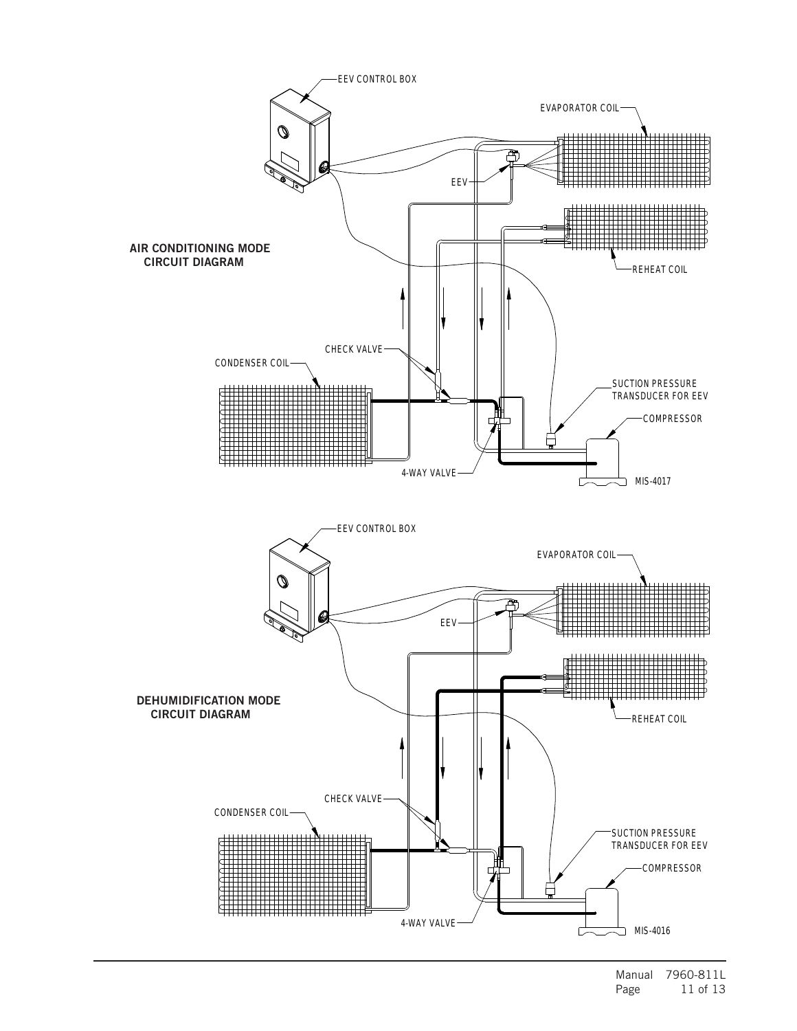**AIR CONDITIONING MODE CIRCUIT DIAGRAM**

EEV CONTROL BOX

EVAPORATOR COIL

EEV

REHEAT COIL

CHECK VALVE

CONDENSER COIL

SUCTION PRESSURE TRANSDUCER FOR EEV

COMPRESSOR

4-WAY VALVE

MIS-4017

**DEHUMIDIFICATION MODE CIRCUIT DIAGRAM**

EEV CONTROL BOX

EVAPORATOR COIL

EEV

REHEAT COIL

CHECK VALVE

CONDENSER COIL

SUCTION PRESSURE TRANSDUCER FOR EEV

COMPRESSOR

4-WAY VALVE

MIS-4016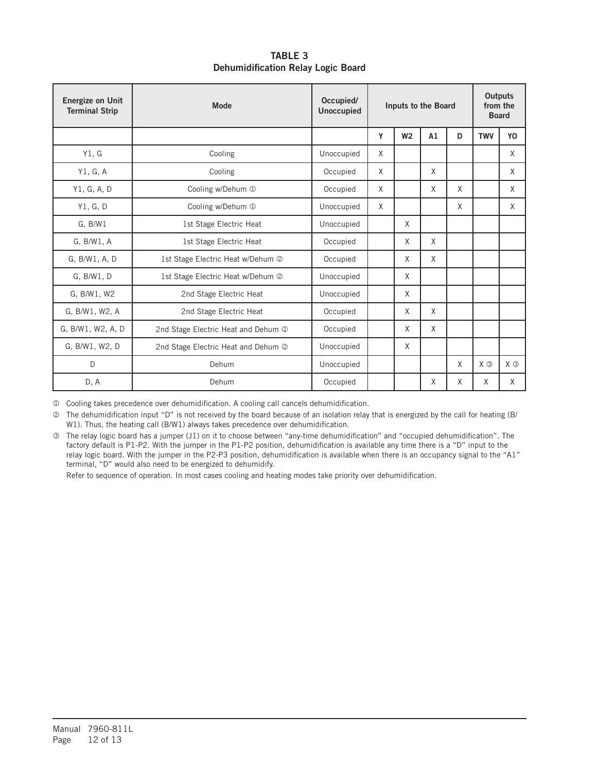**TABLE 3**
**Dehumidification Relay Logic Board**

| Energize on Unit Terminal Strip | Mode | Occupied/ Unoccupied | Inputs to the Board | | | | Outputs from the Board | |
|---|---|---|---|---|---|---|---|---|
| | | | Y | W2 | A1 | D | TWV | YO |
| Y1, G | Cooling | Unoccupied | X | | | | | X |
| Y1, G, A | Cooling | Occupied | X | | X | | | X |
| Y1, G, A, D | Cooling w/Dehum ① | Occupied | X | | X | X | | X |
| Y1, G, D | Cooling w/Dehum ① | Unoccupied | X | | | X | | X |
| G, B/W1 | 1st Stage Electric Heat | Unoccupied | | X | | | | |
| G, B/W1, A | 1st Stage Electric Heat | Occupied | | X | X | | | |
| G, B/W1, A, D | 1st Stage Electric Heat w/Dehum ② | Occupied | | X | X | | | |
| G, B/W1, D | 1st Stage Electric Heat w/Dehum ② | Unoccupied | | X | | | | |
| G, B/W1, W2 | 2nd Stage Electric Heat | Unoccupied | | X | | | | |
| G, B/W1, W2, A | 2nd Stage Electric Heat | Occupied | | X | X | | | |
| G, B/W1, W2, A, D | 2nd Stage Electric Heat and Dehum ② | Occupied | | X | X | | | |
| G, B/W1, W2, D | 2nd Stage Electric Heat and Dehum ② | Unoccupied | | X | | | | |
| D | Dehum | Unoccupied | | | | X | X ③ | X ③ |
| D, A | Dehum | Occupied | | | X | X | X | X |

① Cooling takes precedence over dehumidification. A cooling call cancels dehumidification.

② The dehumidification input "D" is not received by the board because of an isolation relay that is energized by the call for heating (B/W1). Thus, the heating call (B/W1) always takes precedence over dehumidification.

③ The relay logic board has a jumper (J1) on it to choose between "any-time dehumidification" and "occupied dehumidification". The factory default is P1-P2. With the jumper in the P1-P2 position, dehumidification is available any time there is a "D" input to the relay logic board. With the jumper in the P2-P3 position, dehumidification is available when there is an occupancy signal to the "A1" terminal, "D" would also need to be energized to dehumidify.

Refer to sequence of operation. In most cases cooling and heating modes take priority over dehumidification.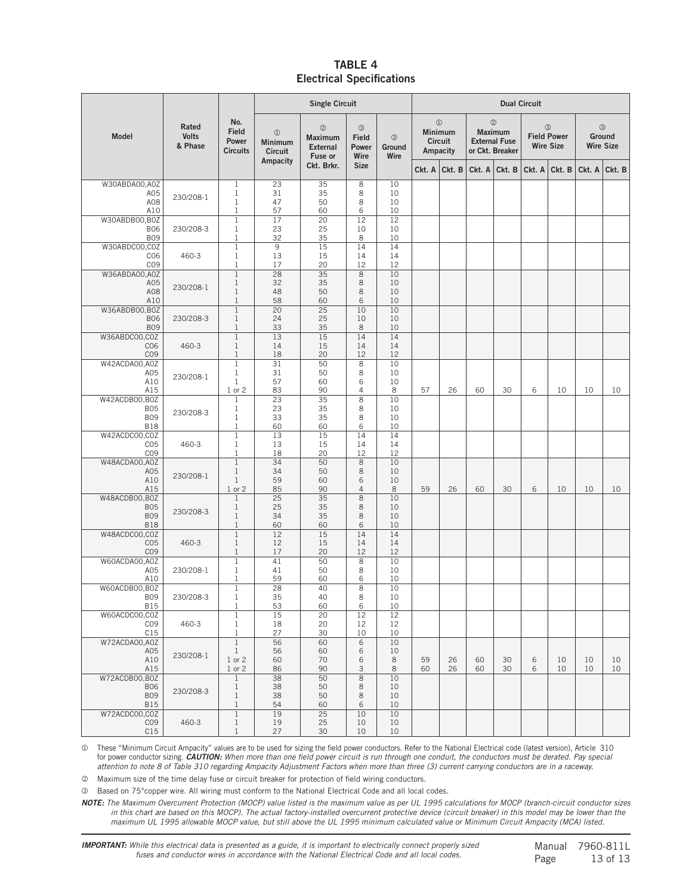## TABLE 4
## Electrical Specifications

| Model | Rated Volts & Phase | No. Field Power Circuits | Single Circuit | | | | Dual Circuit | | | | | | | |
|---|---|---|---|---|---|---|---|---|---|---|---|---|---|---|
| | | | ① Minimum Circuit Ampacity | ② Maximum External Fuse or Ckt. Brkr. | ③ Field Power Wire Size | ③ Ground Wire | ① Minimum Circuit Ampacity | | ② Maximum External Fuse or Ckt. Breaker | | ③ Field Power Wire Size | | ③ Ground Wire Size | |
| | | | | | | | Ckt. A | Ckt. B | Ckt. A | Ckt. B | Ckt. A | Ckt. B | Ckt. A | Ckt. B |
| W30ABDA00,A0Z | 230/208-1 | 1 | 23 | 35 | 8 | 10 | | | | | | | | |
| A05 | | 1 | 31 | 35 | 8 | 10 | | | | | | | | |
| A08 | | 1 | 47 | 50 | 8 | 10 | | | | | | | | |
| A10 | | 1 | 57 | 60 | 6 | 10 | | | | | | | | |
| W30ABDB00,B0Z | 230/208-3 | 1 | 17 | 20 | 12 | 12 | | | | | | | | |
| B06 | | 1 | 23 | 25 | 10 | 10 | | | | | | | | |
| B09 | | 1 | 32 | 35 | 8 | 10 | | | | | | | | |
| W30ABDC00,C0Z | 460-3 | 1 | 9 | 15 | 14 | 14 | | | | | | | | |
| C06 | | 1 | 13 | 15 | 14 | 14 | | | | | | | | |
| C09 | | 1 | 17 | 20 | 12 | 12 | | | | | | | | |
| W36ABDA00,A0Z | 230/208-1 | 1 | 28 | 35 | 8 | 10 | | | | | | | | |
| A05 | | 1 | 32 | 35 | 8 | 10 | | | | | | | | |
| A08 | | 1 | 48 | 50 | 8 | 10 | | | | | | | | |
| A10 | | 1 | 58 | 60 | 6 | 10 | | | | | | | | |
| W36ABDB00,B0Z | 230/208-3 | 1 | 20 | 25 | 10 | 10 | | | | | | | | |
| B06 | | 1 | 24 | 25 | 10 | 10 | | | | | | | | |
| B09 | | 1 | 33 | 35 | 8 | 10 | | | | | | | | |
| W36ABDC00,C0Z | 460-3 | 1 | 13 | 15 | 14 | 14 | | | | | | | | |
| C06 | | 1 | 14 | 15 | 14 | 14 | | | | | | | | |
| C09 | | 1 | 18 | 20 | 12 | 12 | | | | | | | | |
| W42ACDA00,A0Z | 230/208-1 | 1 | 31 | 50 | 8 | 10 | | | | | | | | |
| A05 | | 1 | 31 | 50 | 8 | 10 | | | | | | | | |
| A10 | | 1 | 57 | 60 | 6 | 10 | | | | | | | | |
| A15 | | 1 or 2 | 83 | 90 | 4 | 8 | 57 | 26 | 60 | 30 | 6 | 10 | 10 | 10 |
| W42ACDB00,B0Z | 230/208-3 | 1 | 23 | 35 | 8 | 10 | | | | | | | | |
| B05 | | 1 | 23 | 35 | 8 | 10 | | | | | | | | |
| B09 | | 1 | 33 | 35 | 8 | 10 | | | | | | | | |
| B18 | | 1 | 60 | 60 | 6 | 10 | | | | | | | | |
| W42ACDC00,C0Z | 460-3 | 1 | 13 | 15 | 14 | 14 | | | | | | | | |
| C05 | | 1 | 13 | 15 | 14 | 14 | | | | | | | | |
| C09 | | 1 | 18 | 20 | 12 | 12 | | | | | | | | |
| W48ACDA00,A0Z | 230/208-1 | 1 | 34 | 50 | 8 | 10 | | | | | | | | |
| A05 | | 1 | 34 | 50 | 8 | 10 | | | | | | | | |
| A10 | | 1 | 59 | 60 | 6 | 10 | | | | | | | | |
| A15 | | 1 or 2 | 85 | 90 | 4 | 8 | 59 | 26 | 60 | 30 | 6 | 10 | 10 | 10 |
| W48ACDB00,B0Z | 230/208-3 | 1 | 25 | 35 | 8 | 10 | | | | | | | | |
| B05 | | 1 | 25 | 35 | 8 | 10 | | | | | | | | |
| B09 | | 1 | 34 | 35 | 8 | 10 | | | | | | | | |
| B18 | | 1 | 60 | 60 | 6 | 10 | | | | | | | | |
| W48ACDC00,C0Z | 460-3 | 1 | 12 | 15 | 14 | 14 | | | | | | | | |
| C05 | | 1 | 12 | 15 | 14 | 14 | | | | | | | | |
| C09 | | 1 | 17 | 20 | 12 | 12 | | | | | | | | |
| W60ACDA00,A0Z | 230/208-1 | 1 | 41 | 50 | 8 | 10 | | | | | | | | |
| A05 | | 1 | 41 | 50 | 8 | 10 | | | | | | | | |
| A10 | | 1 | 59 | 60 | 6 | 10 | | | | | | | | |
| W60ACDB00,B0Z | 230/208-3 | 1 | 28 | 40 | 8 | 10 | | | | | | | | |
| B09 | | 1 | 35 | 40 | 8 | 10 | | | | | | | | |
| B15 | | 1 | 53 | 60 | 6 | 10 | | | | | | | | |
| W60ACDC00,C0Z | 460-3 | 1 | 15 | 20 | 12 | 12 | | | | | | | | |
| C09 | | 1 | 18 | 20 | 12 | 12 | | | | | | | | |
| C15 | | 1 | 27 | 30 | 10 | 10 | | | | | | | | |
| W72ACDA00,A0Z | 230/208-1 | 1 | 56 | 60 | 6 | 10 | | | | | | | | |
| A05 | | 1 | 56 | 60 | 6 | 10 | | | | | | | | |
| A10 | | 1 or 2 | 60 | 70 | 6 | 8 | 59 | 26 | 60 | 30 | 6 | 10 | 10 | 10 |
| A15 | | 1 or 2 | 86 | 90 | 3 | 8 | 60 | 26 | 60 | 30 | 6 | 10 | 10 | 10 |
| W72ACDB00,B0Z | 230/208-3 | 1 | 38 | 50 | 8 | 10 | | | | | | | | |
| B06 | | 1 | 38 | 50 | 8 | 10 | | | | | | | | |
| B09 | | 1 | 38 | 50 | 8 | 10 | | | | | | | | |
| B15 | | 1 | 54 | 60 | 6 | 10 | | | | | | | | |
| W72ACDC00,C0Z | 460-3 | 1 | 19 | 25 | 10 | 10 | | | | | | | | |
| C09 | | 1 | 19 | 25 | 10 | 10 | | | | | | | | |
| C15 | | 1 | 27 | 30 | 10 | 10 | | | | | | | | |

① These "Minimum Circuit Ampacity" values are to be used for sizing the field power conductors. Refer to the National Electrical code (latest version), Article 310 for power conductor sizing. ***CAUTION:*** *When more than one field power circuit is run through one conduit, the conductors must be derated. Pay special attention to note 8 of Table 310 regarding Ampacity Adjustment Factors when more than three (3) current carrying conductors are in a raceway.*

② Maximum size of the time delay fuse or circuit breaker for protection of field wiring conductors.

③ Based on 75°copper wire. All wiring must conform to the National Electrical Code and all local codes.

***NOTE:*** *The Maximum Overcurrent Protection (MOCP) value listed is the maximum value as per UL 1995 calculations for MOCP (branch-circuit conductor sizes in this chart are based on this MOCP). The actual factory-installed overcurrent protective device (circuit breaker) in this model may be lower than the maximum UL 1995 allowable MOCP value, but still above the UL 1995 minimum calculated value or Minimum Circuit Ampacity (MCA) listed.*

***IMPORTANT:*** *While this electrical data is presented as a guide, it is important to electrically connect properly sized fuses and conductor wires in accordance with the National Electrical Code and all local codes.*